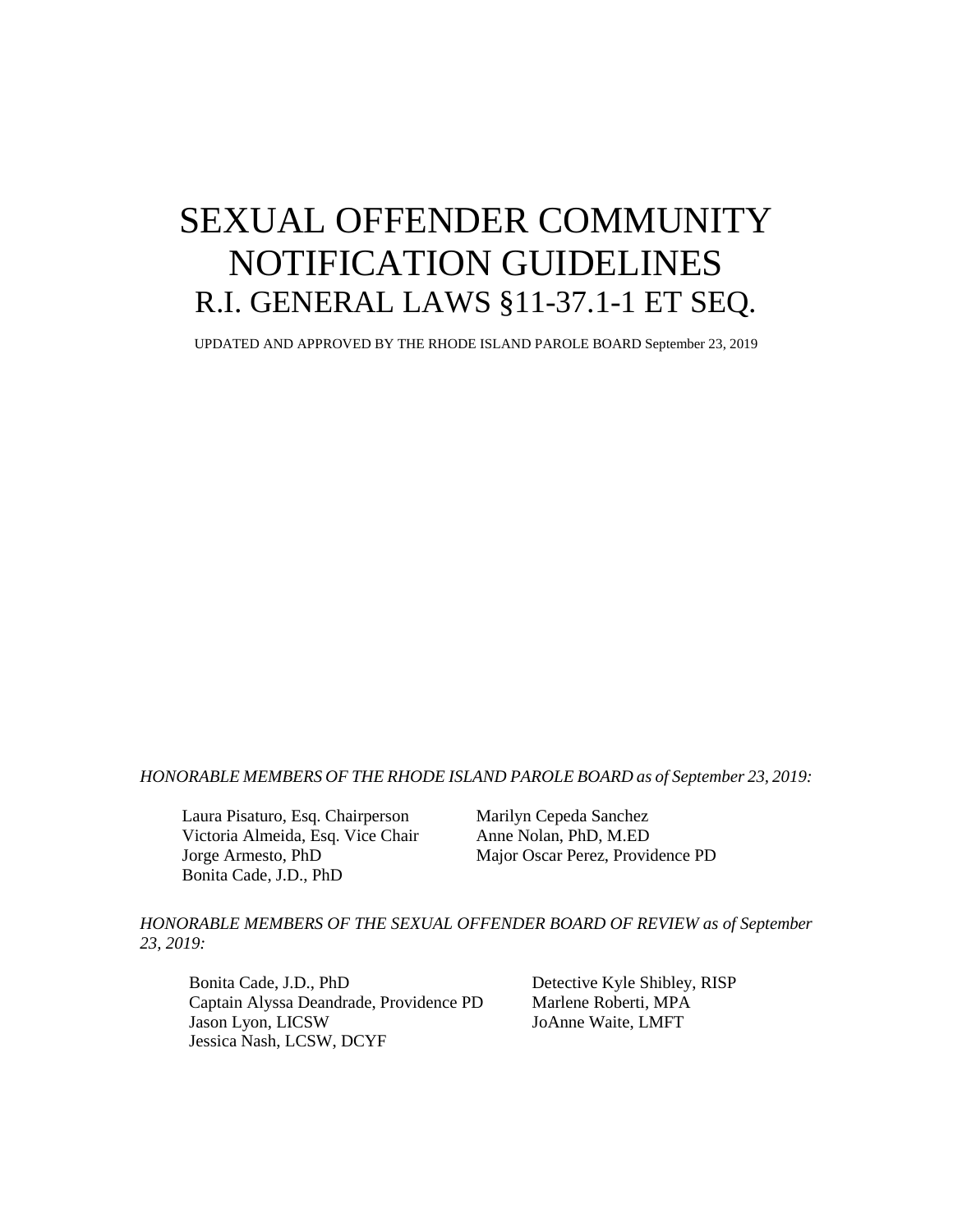# SEXUAL OFFENDER COMMUNITY NOTIFICATION GUIDELINES

## R.I. GENERAL LAWS §11-37.1-1 ET SEQ.

UPDATED AND APPROVED BY THE RHODE ISLAND PAROLE BOARD September 23, 2019

*HONORABLE MEMBERS OF THE RHODE ISLAND PAROLE BOARD as of September 23, 2019:*

Laura Pisaturo, Esq. Chairperson
Victoria Almeida, Esq. Vice Chair
Jorge Armesto, PhD
Bonita Cade, J.D., PhD
Marilyn Cepeda Sanchez
Anne Nolan, PhD, M.ED
Major Oscar Perez, Providence PD

*HONORABLE MEMBERS OF THE SEXUAL OFFENDER BOARD OF REVIEW as of September 23, 2019:*

Bonita Cade, J.D., PhD
Captain Alyssa Deandrade, Providence PD
Jason Lyon, LICSW
Jessica Nash, LCSW, DCYF
Detective Kyle Shibley, RISP
Marlene Roberti, MPA
JoAnne Waite, LMFT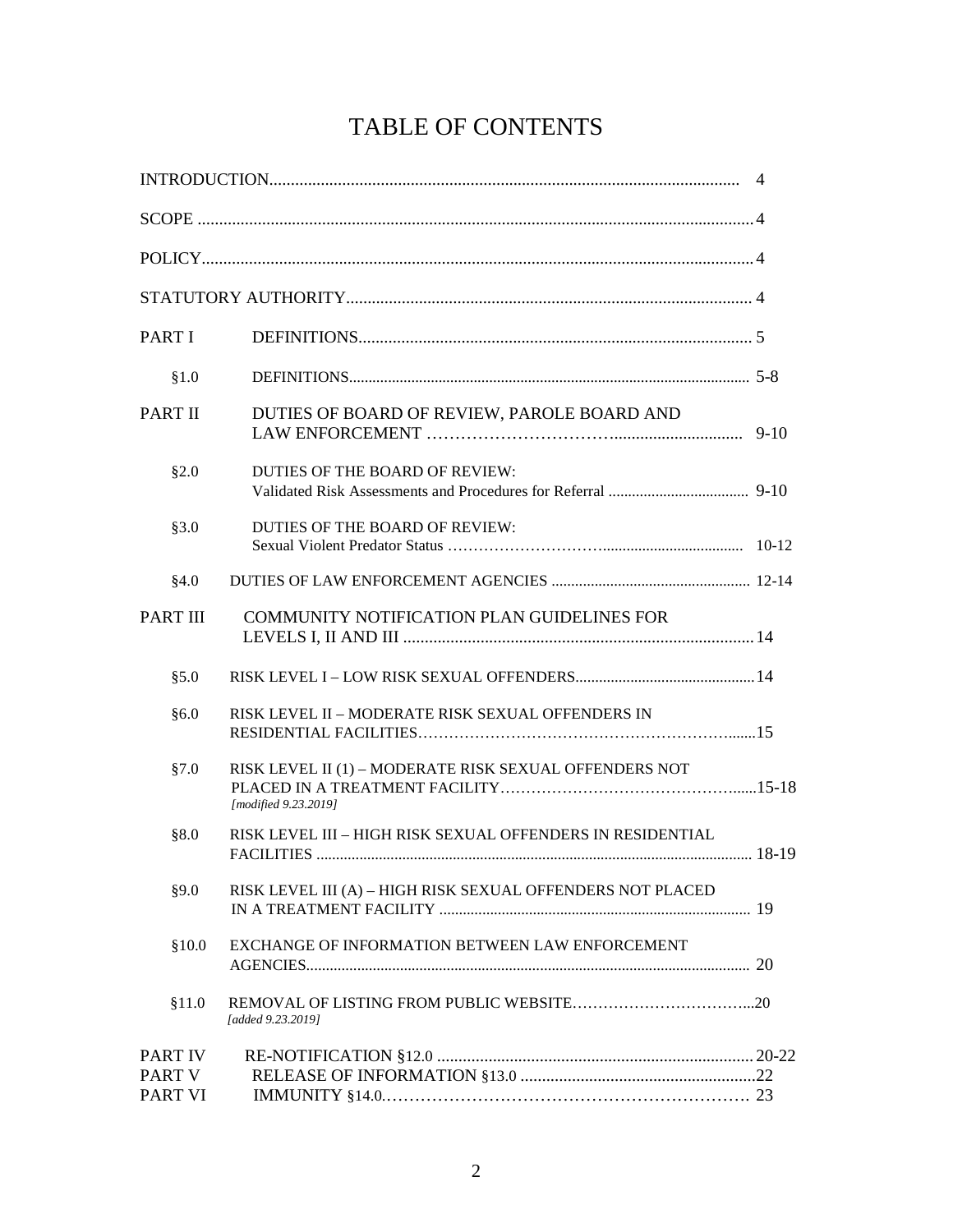# TABLE OF CONTENTS

| | | |
|---|---|---|
| INTRODUCTION | | 4 |
| SCOPE | | 4 |
| POLICY | | 4 |
| STATUTORY AUTHORITY | | 4 |
| PART I | DEFINITIONS | 5 |
| §1.0 | DEFINITIONS | 5-8 |
| PART II | DUTIES OF BOARD OF REVIEW, PAROLE BOARD AND LAW ENFORCEMENT | 9-10 |
| §2.0 | DUTIES OF THE BOARD OF REVIEW: Validated Risk Assessments and Procedures for Referral | 9-10 |
| §3.0 | DUTIES OF THE BOARD OF REVIEW: Sexual Violent Predator Status | 10-12 |
| §4.0 | DUTIES OF LAW ENFORCEMENT AGENCIES | 12-14 |
| PART III | COMMUNITY NOTIFICATION PLAN GUIDELINES FOR LEVELS I, II AND III | 14 |
| §5.0 | RISK LEVEL I – LOW RISK SEXUAL OFFENDERS | 14 |
| §6.0 | RISK LEVEL II – MODERATE RISK SEXUAL OFFENDERS IN RESIDENTIAL FACILITIES | 15 |
| §7.0 | RISK LEVEL II (1) – MODERATE RISK SEXUAL OFFENDERS NOT PLACED IN A TREATMENT FACILITY *[modified 9.23.2019]* | 15-18 |
| §8.0 | RISK LEVEL III – HIGH RISK SEXUAL OFFENDERS IN RESIDENTIAL FACILITIES | 18-19 |
| §9.0 | RISK LEVEL III (A) – HIGH RISK SEXUAL OFFENDERS NOT PLACED IN A TREATMENT FACILITY | 19 |
| §10.0 | EXCHANGE OF INFORMATION BETWEEN LAW ENFORCEMENT AGENCIES | 20 |
| §11.0 | REMOVAL OF LISTING FROM PUBLIC WEBSITE *[added 9.23.2019]* | 20 |
| PART IV | RE-NOTIFICATION §12.0 | 20-22 |
| PART V | RELEASE OF INFORMATION §13.0 | 22 |
| PART VI | IMMUNITY §14.0 | 23 |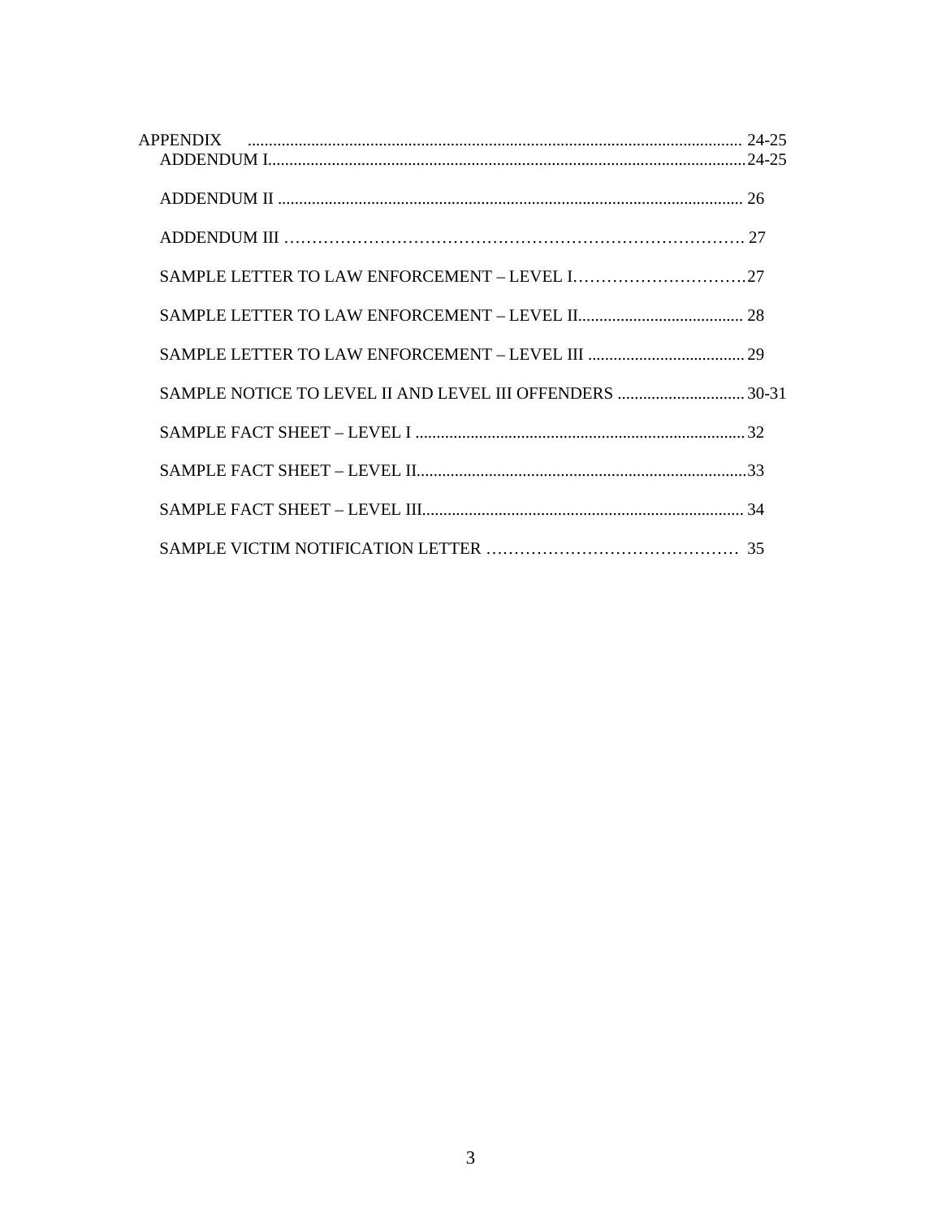APPENDIX ..................................................................................................................... 24-25

- ADDENDUM I................................................................................................................24-25
- ADDENDUM II ............................................................................................................. 26
- ADDENDUM III ………………………………………………………………………. 27
- SAMPLE LETTER TO LAW ENFORCEMENT – LEVEL I………………………….27
- SAMPLE LETTER TO LAW ENFORCEMENT – LEVEL II....................................... 28
- SAMPLE LETTER TO LAW ENFORCEMENT – LEVEL III ..................................... 29
- SAMPLE NOTICE TO LEVEL II AND LEVEL III OFFENDERS .............................. 30-31
- SAMPLE FACT SHEET – LEVEL I ............................................................................. 32
- SAMPLE FACT SHEET – LEVEL II..............................................................................33
- SAMPLE FACT SHEET – LEVEL III............................................................................ 34
- SAMPLE VICTIM NOTIFICATION LETTER ……………………………………… 35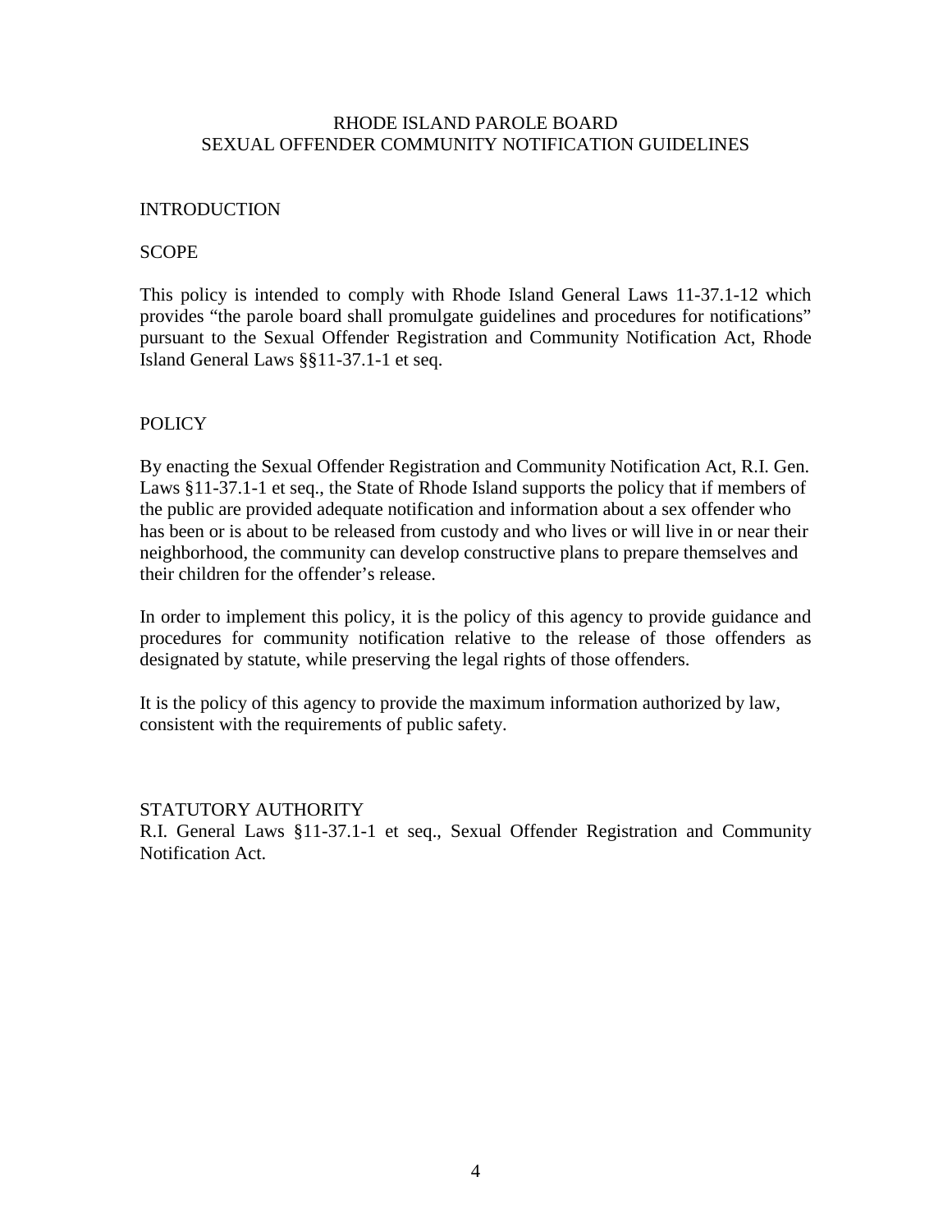# RHODE ISLAND PAROLE BOARD
# SEXUAL OFFENDER COMMUNITY NOTIFICATION GUIDELINES

## INTRODUCTION

## SCOPE

This policy is intended to comply with Rhode Island General Laws 11-37.1-12 which provides "the parole board shall promulgate guidelines and procedures for notifications" pursuant to the Sexual Offender Registration and Community Notification Act, Rhode Island General Laws §§11-37.1-1 et seq.

## POLICY

By enacting the Sexual Offender Registration and Community Notification Act, R.I. Gen. Laws §11-37.1-1 et seq., the State of Rhode Island supports the policy that if members of the public are provided adequate notification and information about a sex offender who has been or is about to be released from custody and who lives or will live in or near their neighborhood, the community can develop constructive plans to prepare themselves and their children for the offender's release.

In order to implement this policy, it is the policy of this agency to provide guidance and procedures for community notification relative to the release of those offenders as designated by statute, while preserving the legal rights of those offenders.

It is the policy of this agency to provide the maximum information authorized by law, consistent with the requirements of public safety.

## STATUTORY AUTHORITY

R.I. General Laws §11-37.1-1 et seq., Sexual Offender Registration and Community Notification Act.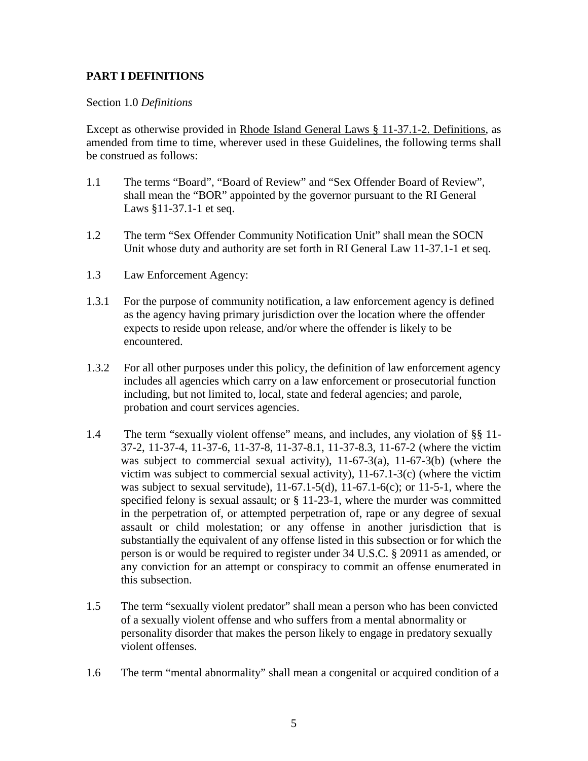**PART I DEFINITIONS**

Section 1.0 *Definitions*

Except as otherwise provided in Rhode Island General Laws § 11-37.1-2. Definitions, as amended from time to time, wherever used in these Guidelines, the following terms shall be construed as follows:

1.1 The terms "Board", "Board of Review" and "Sex Offender Board of Review", shall mean the "BOR" appointed by the governor pursuant to the RI General Laws §11-37.1-1 et seq.

1.2 The term "Sex Offender Community Notification Unit" shall mean the SOCN Unit whose duty and authority are set forth in RI General Law 11-37.1-1 et seq.

1.3 Law Enforcement Agency:

1.3.1 For the purpose of community notification, a law enforcement agency is defined as the agency having primary jurisdiction over the location where the offender expects to reside upon release, and/or where the offender is likely to be encountered.

1.3.2 For all other purposes under this policy, the definition of law enforcement agency includes all agencies which carry on a law enforcement or prosecutorial function including, but not limited to, local, state and federal agencies; and parole, probation and court services agencies.

1.4 The term "sexually violent offense" means, and includes, any violation of §§ 11-37-2, 11-37-4, 11-37-6, 11-37-8, 11-37-8.1, 11-37-8.3, 11-67-2 (where the victim was subject to commercial sexual activity), 11-67-3(a), 11-67-3(b) (where the victim was subject to commercial sexual activity), 11-67.1-3(c) (where the victim was subject to sexual servitude), 11-67.1-5(d), 11-67.1-6(c); or 11-5-1, where the specified felony is sexual assault; or § 11-23-1, where the murder was committed in the perpetration of, or attempted perpetration of, rape or any degree of sexual assault or child molestation; or any offense in another jurisdiction that is substantially the equivalent of any offense listed in this subsection or for which the person is or would be required to register under 34 U.S.C. § 20911 as amended, or any conviction for an attempt or conspiracy to commit an offense enumerated in this subsection.

1.5 The term "sexually violent predator" shall mean a person who has been convicted of a sexually violent offense and who suffers from a mental abnormality or personality disorder that makes the person likely to engage in predatory sexually violent offenses.

1.6 The term "mental abnormality" shall mean a congenital or acquired condition of a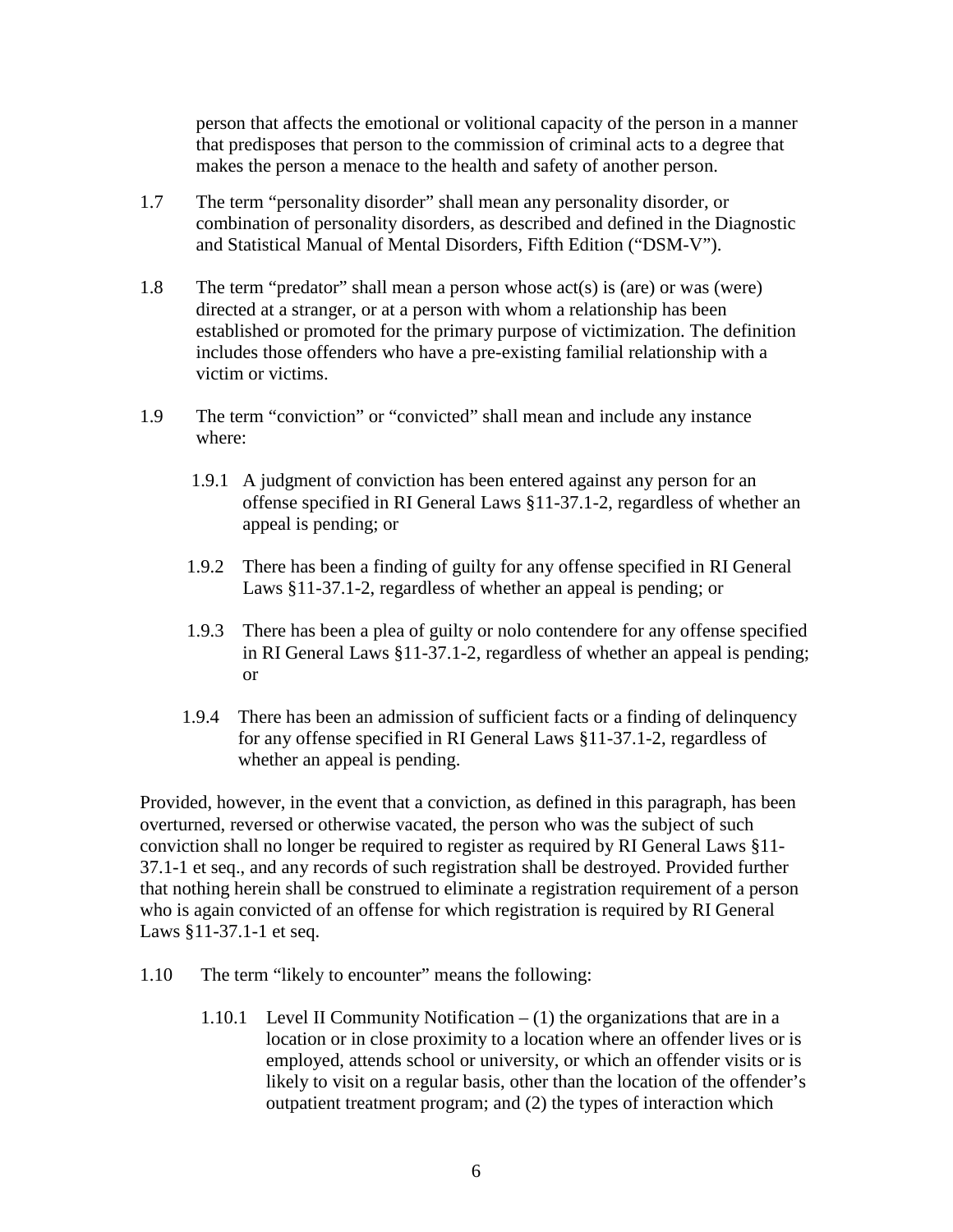person that affects the emotional or volitional capacity of the person in a manner that predisposes that person to the commission of criminal acts to a degree that makes the person a menace to the health and safety of another person.

1.7 The term "personality disorder" shall mean any personality disorder, or combination of personality disorders, as described and defined in the Diagnostic and Statistical Manual of Mental Disorders, Fifth Edition ("DSM-V").

1.8 The term "predator" shall mean a person whose act(s) is (are) or was (were) directed at a stranger, or at a person with whom a relationship has been established or promoted for the primary purpose of victimization. The definition includes those offenders who have a pre-existing familial relationship with a victim or victims.

1.9 The term "conviction" or "convicted" shall mean and include any instance where:

1.9.1 A judgment of conviction has been entered against any person for an offense specified in RI General Laws §11-37.1-2, regardless of whether an appeal is pending; or

1.9.2 There has been a finding of guilty for any offense specified in RI General Laws §11-37.1-2, regardless of whether an appeal is pending; or

1.9.3 There has been a plea of guilty or nolo contendere for any offense specified in RI General Laws §11-37.1-2, regardless of whether an appeal is pending; or

1.9.4 There has been an admission of sufficient facts or a finding of delinquency for any offense specified in RI General Laws §11-37.1-2, regardless of whether an appeal is pending.

Provided, however, in the event that a conviction, as defined in this paragraph, has been overturned, reversed or otherwise vacated, the person who was the subject of such conviction shall no longer be required to register as required by RI General Laws §11-37.1-1 et seq., and any records of such registration shall be destroyed. Provided further that nothing herein shall be construed to eliminate a registration requirement of a person who is again convicted of an offense for which registration is required by RI General Laws §11-37.1-1 et seq.

1.10 The term "likely to encounter" means the following:

1.10.1 Level II Community Notification – (1) the organizations that are in a location or in close proximity to a location where an offender lives or is employed, attends school or university, or which an offender visits or is likely to visit on a regular basis, other than the location of the offender's outpatient treatment program; and (2) the types of interaction which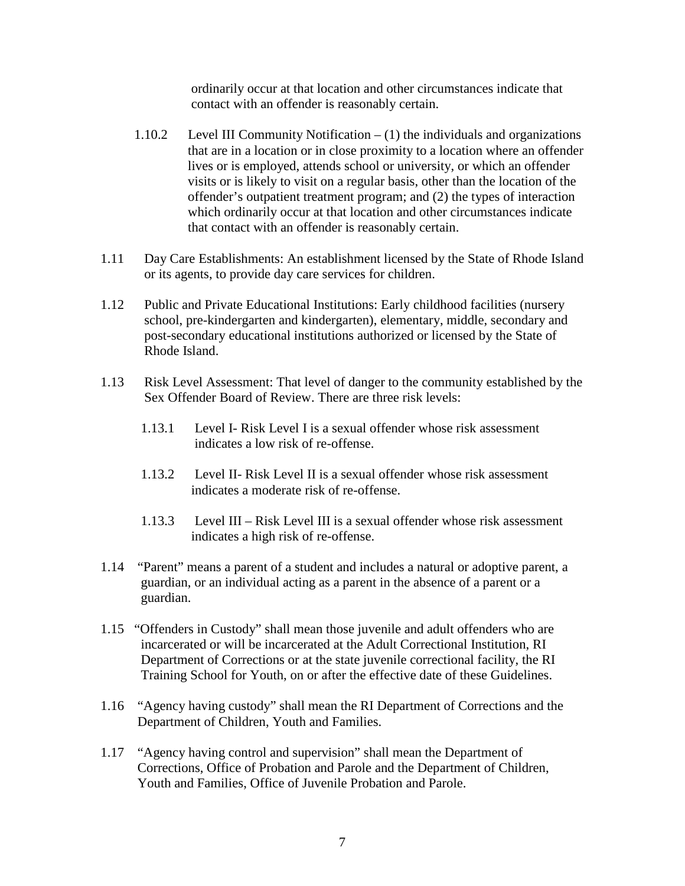ordinarily occur at that location and other circumstances indicate that contact with an offender is reasonably certain.

1.10.2 Level III Community Notification – (1) the individuals and organizations that are in a location or in close proximity to a location where an offender lives or is employed, attends school or university, or which an offender visits or is likely to visit on a regular basis, other than the location of the offender's outpatient treatment program; and (2) the types of interaction which ordinarily occur at that location and other circumstances indicate that contact with an offender is reasonably certain.

1.11 Day Care Establishments: An establishment licensed by the State of Rhode Island or its agents, to provide day care services for children.

1.12 Public and Private Educational Institutions: Early childhood facilities (nursery school, pre-kindergarten and kindergarten), elementary, middle, secondary and post-secondary educational institutions authorized or licensed by the State of Rhode Island.

1.13 Risk Level Assessment: That level of danger to the community established by the Sex Offender Board of Review. There are three risk levels:

1.13.1 Level I- Risk Level I is a sexual offender whose risk assessment indicates a low risk of re-offense.

1.13.2 Level II- Risk Level II is a sexual offender whose risk assessment indicates a moderate risk of re-offense.

1.13.3 Level III – Risk Level III is a sexual offender whose risk assessment indicates a high risk of re-offense.

1.14 "Parent" means a parent of a student and includes a natural or adoptive parent, a guardian, or an individual acting as a parent in the absence of a parent or a guardian.

1.15 "Offenders in Custody" shall mean those juvenile and adult offenders who are incarcerated or will be incarcerated at the Adult Correctional Institution, RI Department of Corrections or at the state juvenile correctional facility, the RI Training School for Youth, on or after the effective date of these Guidelines.

1.16 "Agency having custody" shall mean the RI Department of Corrections and the Department of Children, Youth and Families.

1.17 "Agency having control and supervision" shall mean the Department of Corrections, Office of Probation and Parole and the Department of Children, Youth and Families, Office of Juvenile Probation and Parole.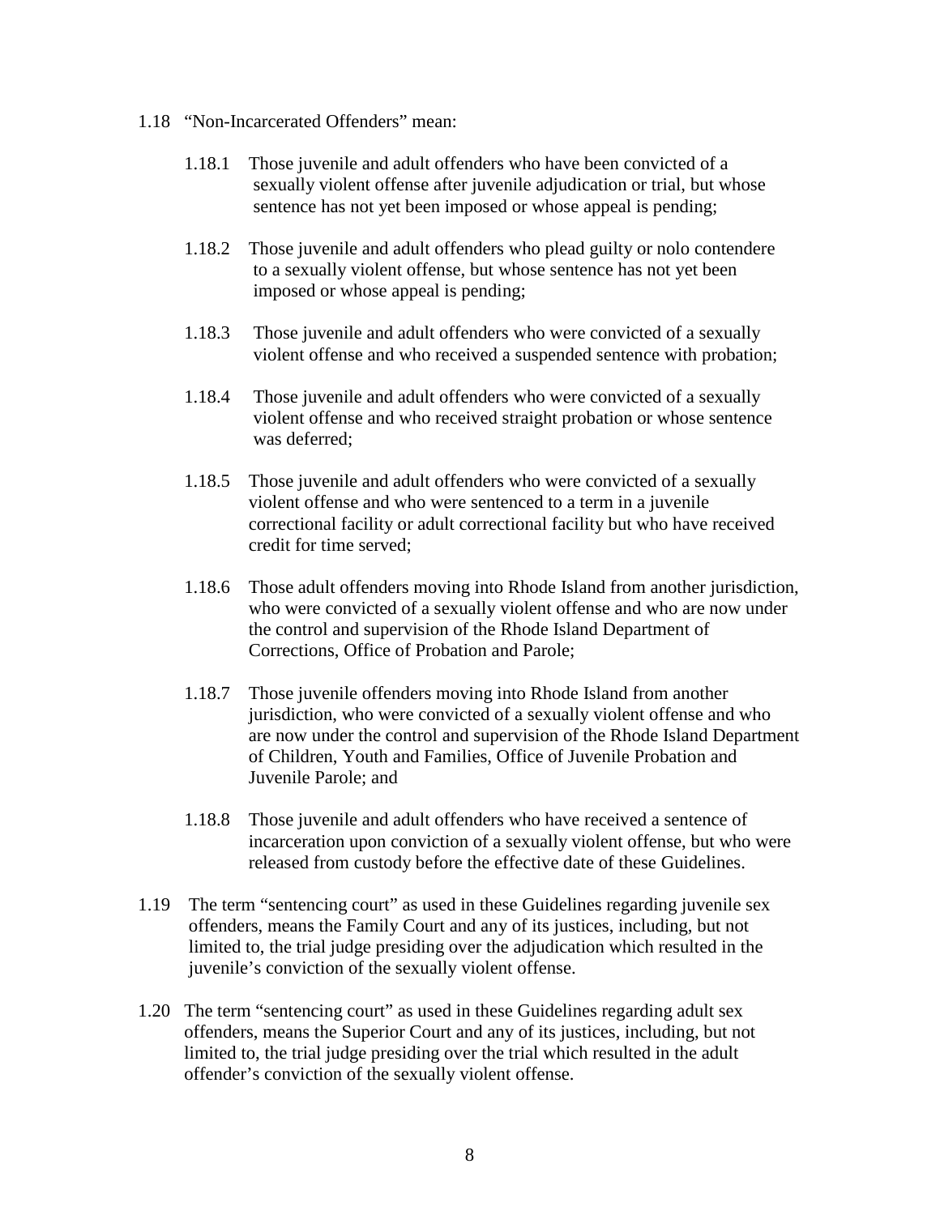1.18 "Non-Incarcerated Offenders" mean:

1.18.1 Those juvenile and adult offenders who have been convicted of a sexually violent offense after juvenile adjudication or trial, but whose sentence has not yet been imposed or whose appeal is pending;

1.18.2 Those juvenile and adult offenders who plead guilty or nolo contendere to a sexually violent offense, but whose sentence has not yet been imposed or whose appeal is pending;

1.18.3 Those juvenile and adult offenders who were convicted of a sexually violent offense and who received a suspended sentence with probation;

1.18.4 Those juvenile and adult offenders who were convicted of a sexually violent offense and who received straight probation or whose sentence was deferred;

1.18.5 Those juvenile and adult offenders who were convicted of a sexually violent offense and who were sentenced to a term in a juvenile correctional facility or adult correctional facility but who have received credit for time served;

1.18.6 Those adult offenders moving into Rhode Island from another jurisdiction, who were convicted of a sexually violent offense and who are now under the control and supervision of the Rhode Island Department of Corrections, Office of Probation and Parole;

1.18.7 Those juvenile offenders moving into Rhode Island from another jurisdiction, who were convicted of a sexually violent offense and who are now under the control and supervision of the Rhode Island Department of Children, Youth and Families, Office of Juvenile Probation and Juvenile Parole; and

1.18.8 Those juvenile and adult offenders who have received a sentence of incarceration upon conviction of a sexually violent offense, but who were released from custody before the effective date of these Guidelines.

1.19 The term "sentencing court" as used in these Guidelines regarding juvenile sex offenders, means the Family Court and any of its justices, including, but not limited to, the trial judge presiding over the adjudication which resulted in the juvenile's conviction of the sexually violent offense.

1.20 The term "sentencing court" as used in these Guidelines regarding adult sex offenders, means the Superior Court and any of its justices, including, but not limited to, the trial judge presiding over the trial which resulted in the adult offender's conviction of the sexually violent offense.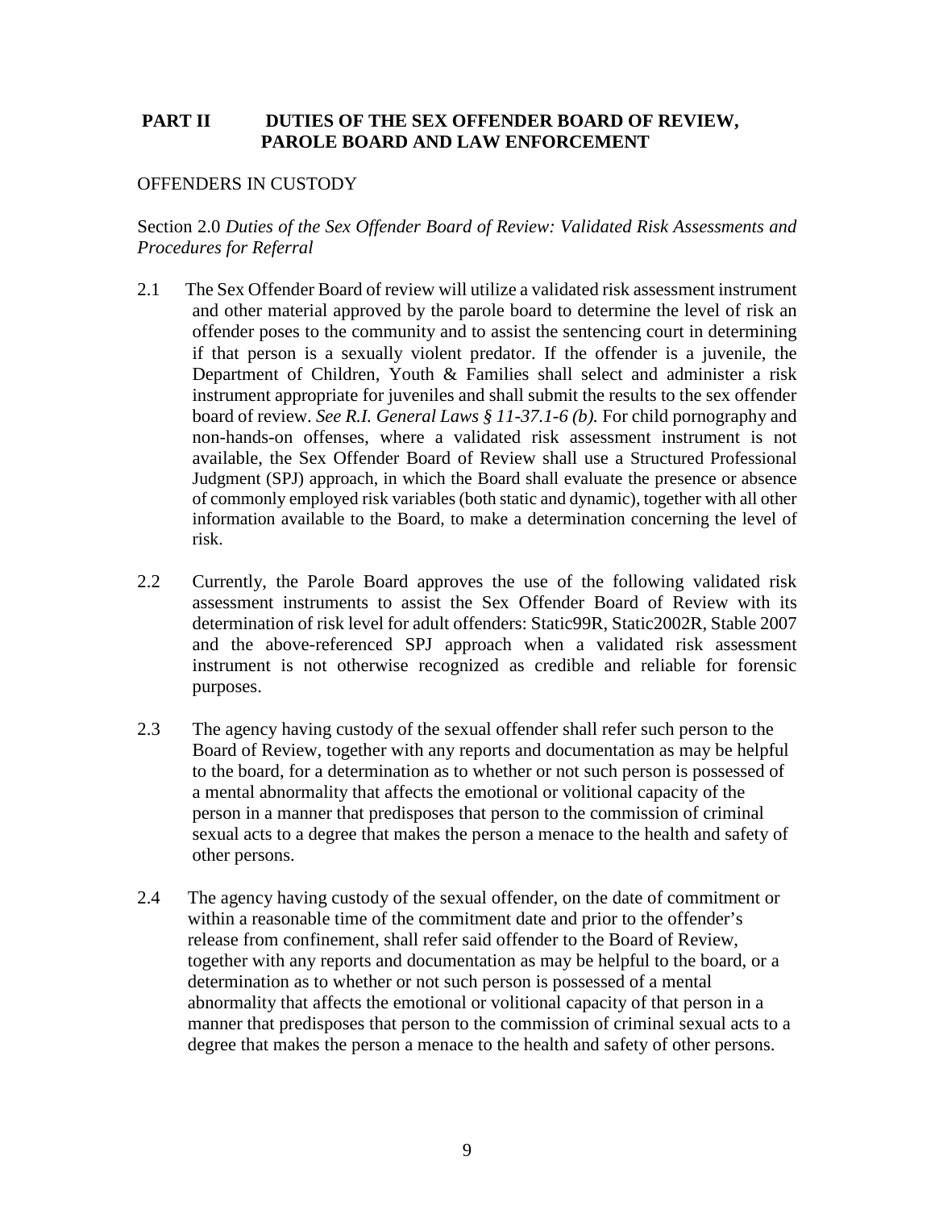## PART II DUTIES OF THE SEX OFFENDER BOARD OF REVIEW, PAROLE BOARD AND LAW ENFORCEMENT

OFFENDERS IN CUSTODY

Section 2.0 *Duties of the Sex Offender Board of Review: Validated Risk Assessments and Procedures for Referral*

2.1 The Sex Offender Board of review will utilize a validated risk assessment instrument and other material approved by the parole board to determine the level of risk an offender poses to the community and to assist the sentencing court in determining if that person is a sexually violent predator. If the offender is a juvenile, the Department of Children, Youth & Families shall select and administer a risk instrument appropriate for juveniles and shall submit the results to the sex offender board of review. *See R.I. General Laws § 11-37.1-6 (b).* For child pornography and non-hands-on offenses, where a validated risk assessment instrument is not available, the Sex Offender Board of Review shall use a Structured Professional Judgment (SPJ) approach, in which the Board shall evaluate the presence or absence of commonly employed risk variables (both static and dynamic), together with all other information available to the Board, to make a determination concerning the level of risk.

2.2 Currently, the Parole Board approves the use of the following validated risk assessment instruments to assist the Sex Offender Board of Review with its determination of risk level for adult offenders: Static99R, Static2002R, Stable 2007 and the above-referenced SPJ approach when a validated risk assessment instrument is not otherwise recognized as credible and reliable for forensic purposes.

2.3 The agency having custody of the sexual offender shall refer such person to the Board of Review, together with any reports and documentation as may be helpful to the board, for a determination as to whether or not such person is possessed of a mental abnormality that affects the emotional or volitional capacity of the person in a manner that predisposes that person to the commission of criminal sexual acts to a degree that makes the person a menace to the health and safety of other persons.

2.4 The agency having custody of the sexual offender, on the date of commitment or within a reasonable time of the commitment date and prior to the offender's release from confinement, shall refer said offender to the Board of Review, together with any reports and documentation as may be helpful to the board, or a determination as to whether or not such person is possessed of a mental abnormality that affects the emotional or volitional capacity of that person in a manner that predisposes that person to the commission of criminal sexual acts to a degree that makes the person a menace to the health and safety of other persons.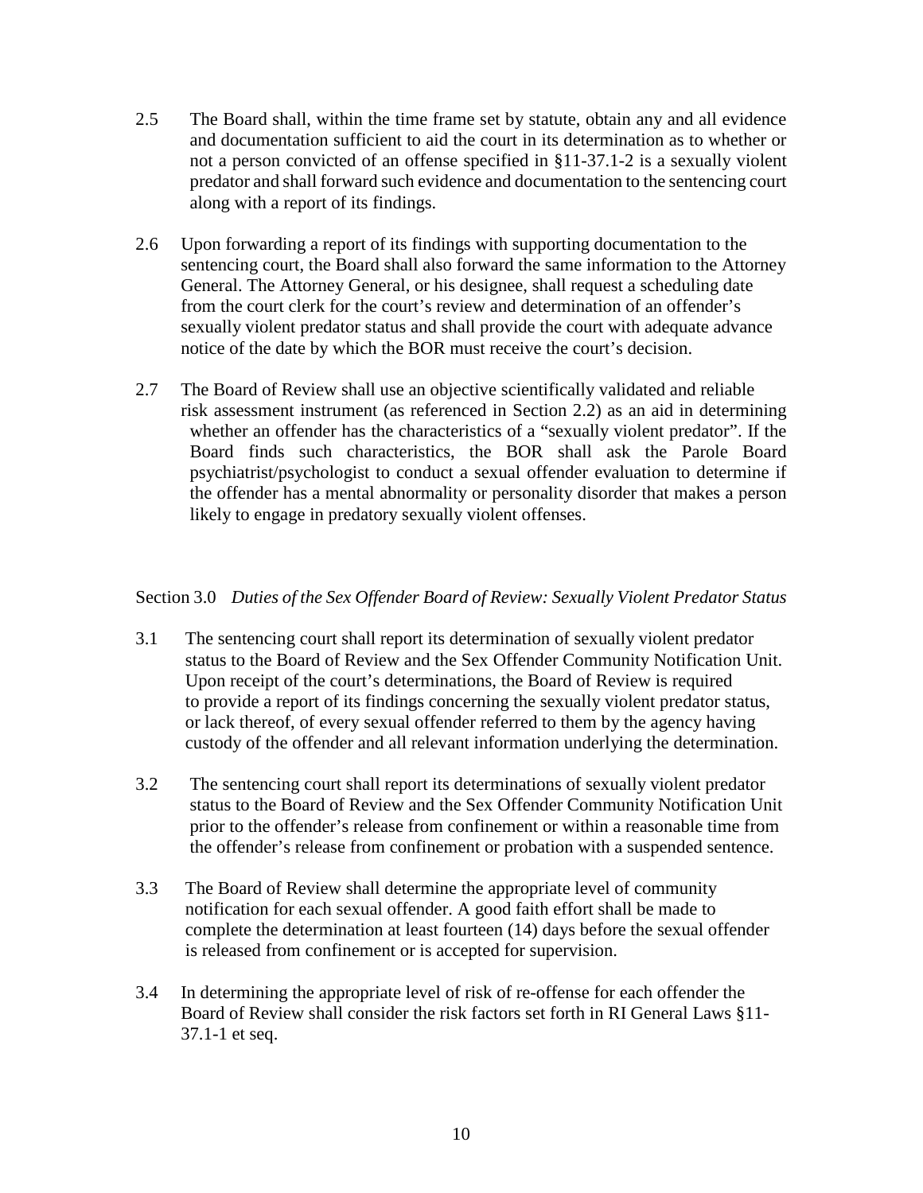2.5 The Board shall, within the time frame set by statute, obtain any and all evidence and documentation sufficient to aid the court in its determination as to whether or not a person convicted of an offense specified in §11-37.1-2 is a sexually violent predator and shall forward such evidence and documentation to the sentencing court along with a report of its findings.

2.6 Upon forwarding a report of its findings with supporting documentation to the sentencing court, the Board shall also forward the same information to the Attorney General. The Attorney General, or his designee, shall request a scheduling date from the court clerk for the court's review and determination of an offender's sexually violent predator status and shall provide the court with adequate advance notice of the date by which the BOR must receive the court's decision.

2.7 The Board of Review shall use an objective scientifically validated and reliable risk assessment instrument (as referenced in Section 2.2) as an aid in determining whether an offender has the characteristics of a "sexually violent predator". If the Board finds such characteristics, the BOR shall ask the Parole Board psychiatrist/psychologist to conduct a sexual offender evaluation to determine if the offender has a mental abnormality or personality disorder that makes a person likely to engage in predatory sexually violent offenses.

Section 3.0 *Duties of the Sex Offender Board of Review: Sexually Violent Predator Status*

3.1 The sentencing court shall report its determination of sexually violent predator status to the Board of Review and the Sex Offender Community Notification Unit. Upon receipt of the court's determinations, the Board of Review is required to provide a report of its findings concerning the sexually violent predator status, or lack thereof, of every sexual offender referred to them by the agency having custody of the offender and all relevant information underlying the determination.

3.2 The sentencing court shall report its determinations of sexually violent predator status to the Board of Review and the Sex Offender Community Notification Unit prior to the offender's release from confinement or within a reasonable time from the offender's release from confinement or probation with a suspended sentence.

3.3 The Board of Review shall determine the appropriate level of community notification for each sexual offender. A good faith effort shall be made to complete the determination at least fourteen (14) days before the sexual offender is released from confinement or is accepted for supervision.

3.4 In determining the appropriate level of risk of re-offense for each offender the Board of Review shall consider the risk factors set forth in RI General Laws §11-37.1-1 et seq.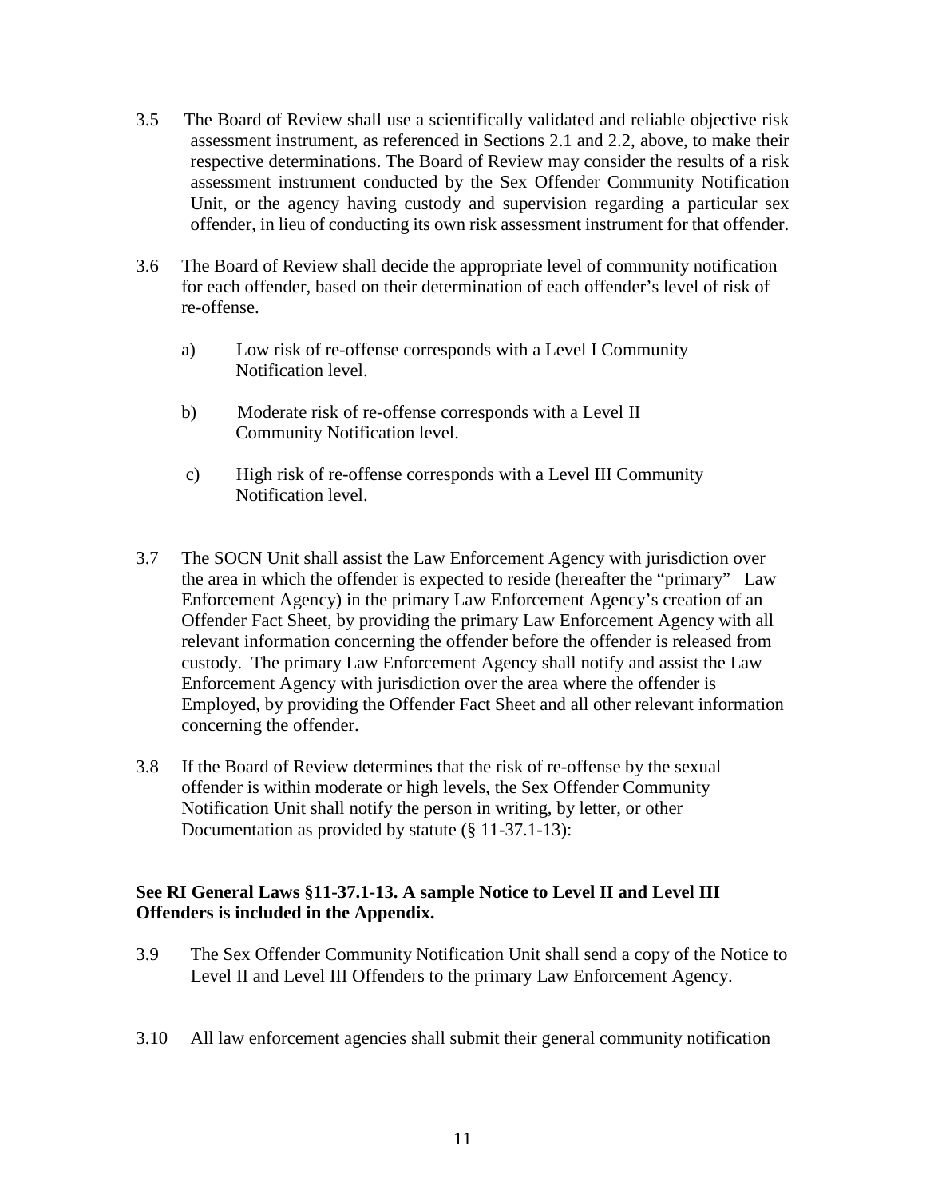3.5 The Board of Review shall use a scientifically validated and reliable objective risk assessment instrument, as referenced in Sections 2.1 and 2.2, above, to make their respective determinations. The Board of Review may consider the results of a risk assessment instrument conducted by the Sex Offender Community Notification Unit, or the agency having custody and supervision regarding a particular sex offender, in lieu of conducting its own risk assessment instrument for that offender.

3.6 The Board of Review shall decide the appropriate level of community notification for each offender, based on their determination of each offender's level of risk of re-offense.

a) Low risk of re-offense corresponds with a Level I Community Notification level.

b) Moderate risk of re-offense corresponds with a Level II Community Notification level.

c) High risk of re-offense corresponds with a Level III Community Notification level.

3.7 The SOCN Unit shall assist the Law Enforcement Agency with jurisdiction over the area in which the offender is expected to reside (hereafter the "primary" Law Enforcement Agency) in the primary Law Enforcement Agency's creation of an Offender Fact Sheet, by providing the primary Law Enforcement Agency with all relevant information concerning the offender before the offender is released from custody. The primary Law Enforcement Agency shall notify and assist the Law Enforcement Agency with jurisdiction over the area where the offender is Employed, by providing the Offender Fact Sheet and all other relevant information concerning the offender.

3.8 If the Board of Review determines that the risk of re-offense by the sexual offender is within moderate or high levels, the Sex Offender Community Notification Unit shall notify the person in writing, by letter, or other Documentation as provided by statute (§ 11-37.1-13):

**See RI General Laws §11-37.1-13. A sample Notice to Level II and Level III Offenders is included in the Appendix.**

3.9 The Sex Offender Community Notification Unit shall send a copy of the Notice to Level II and Level III Offenders to the primary Law Enforcement Agency.

3.10 All law enforcement agencies shall submit their general community notification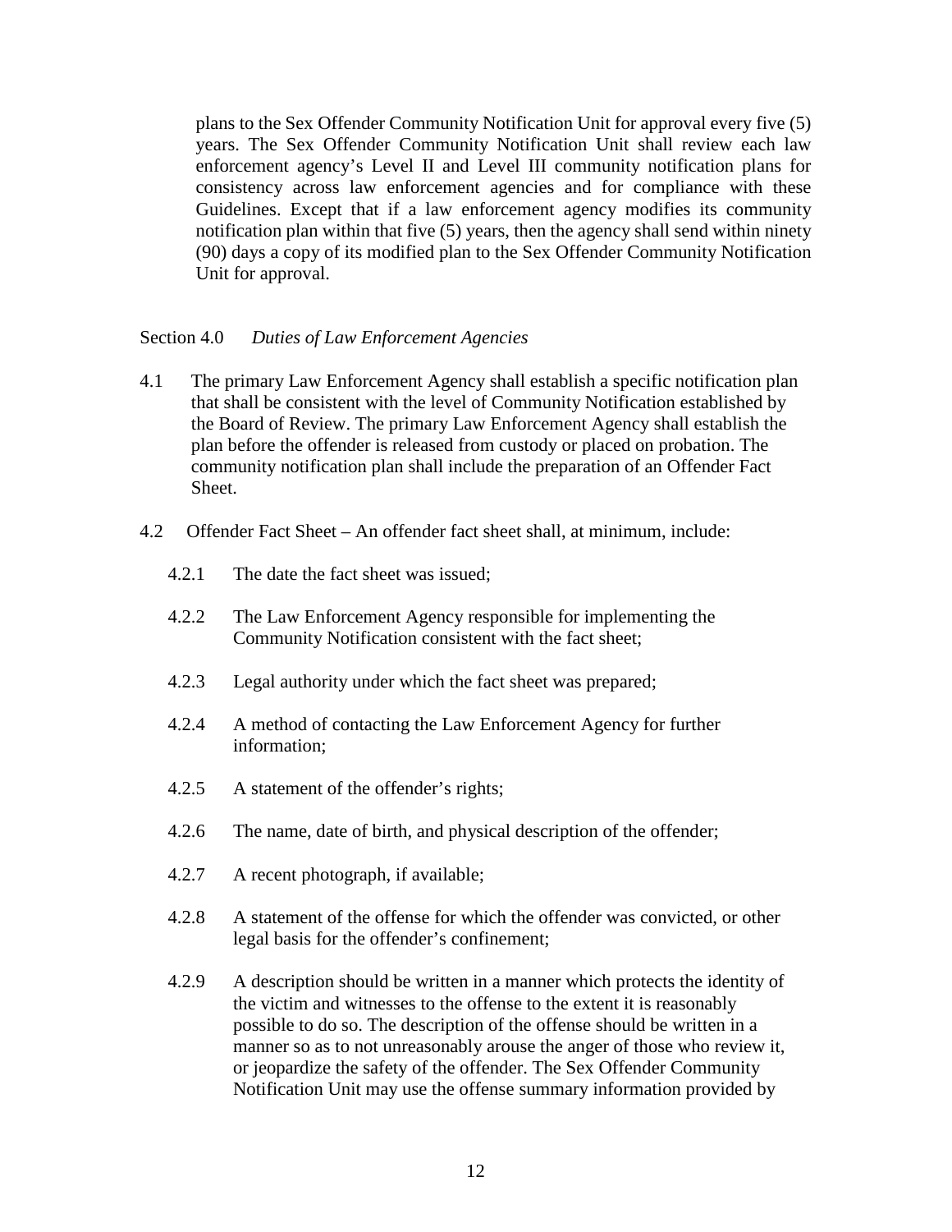plans to the Sex Offender Community Notification Unit for approval every five (5) years. The Sex Offender Community Notification Unit shall review each law enforcement agency's Level II and Level III community notification plans for consistency across law enforcement agencies and for compliance with these Guidelines. Except that if a law enforcement agency modifies its community notification plan within that five (5) years, then the agency shall send within ninety (90) days a copy of its modified plan to the Sex Offender Community Notification Unit for approval.

Section 4.0 *Duties of Law Enforcement Agencies*

4.1 The primary Law Enforcement Agency shall establish a specific notification plan that shall be consistent with the level of Community Notification established by the Board of Review. The primary Law Enforcement Agency shall establish the plan before the offender is released from custody or placed on probation. The community notification plan shall include the preparation of an Offender Fact Sheet.

4.2 Offender Fact Sheet – An offender fact sheet shall, at minimum, include:

4.2.1 The date the fact sheet was issued;

4.2.2 The Law Enforcement Agency responsible for implementing the Community Notification consistent with the fact sheet;

4.2.3 Legal authority under which the fact sheet was prepared;

4.2.4 A method of contacting the Law Enforcement Agency for further information;

4.2.5 A statement of the offender's rights;

4.2.6 The name, date of birth, and physical description of the offender;

4.2.7 A recent photograph, if available;

4.2.8 A statement of the offense for which the offender was convicted, or other legal basis for the offender's confinement;

4.2.9 A description should be written in a manner which protects the identity of the victim and witnesses to the offense to the extent it is reasonably possible to do so. The description of the offense should be written in a manner so as to not unreasonably arouse the anger of those who review it, or jeopardize the safety of the offender. The Sex Offender Community Notification Unit may use the offense summary information provided by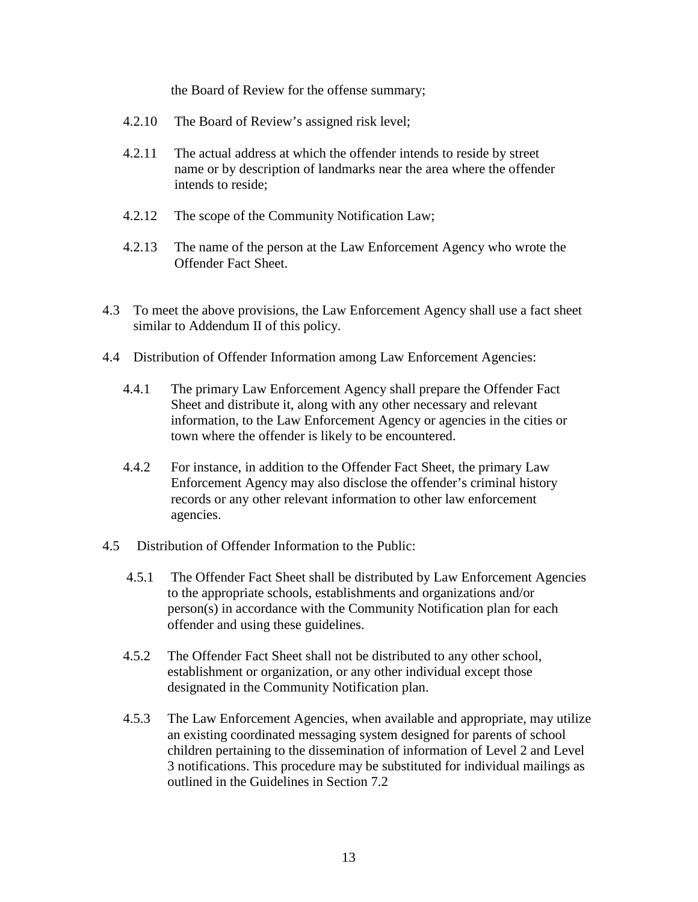the Board of Review for the offense summary;

4.2.10 The Board of Review's assigned risk level;

4.2.11 The actual address at which the offender intends to reside by street name or by description of landmarks near the area where the offender intends to reside;

4.2.12 The scope of the Community Notification Law;

4.2.13 The name of the person at the Law Enforcement Agency who wrote the Offender Fact Sheet.

4.3 To meet the above provisions, the Law Enforcement Agency shall use a fact sheet similar to Addendum II of this policy.

4.4 Distribution of Offender Information among Law Enforcement Agencies:

4.4.1 The primary Law Enforcement Agency shall prepare the Offender Fact Sheet and distribute it, along with any other necessary and relevant information, to the Law Enforcement Agency or agencies in the cities or town where the offender is likely to be encountered.

4.4.2 For instance, in addition to the Offender Fact Sheet, the primary Law Enforcement Agency may also disclose the offender's criminal history records or any other relevant information to other law enforcement agencies.

4.5 Distribution of Offender Information to the Public:

4.5.1 The Offender Fact Sheet shall be distributed by Law Enforcement Agencies to the appropriate schools, establishments and organizations and/or person(s) in accordance with the Community Notification plan for each offender and using these guidelines.

4.5.2 The Offender Fact Sheet shall not be distributed to any other school, establishment or organization, or any other individual except those designated in the Community Notification plan.

4.5.3 The Law Enforcement Agencies, when available and appropriate, may utilize an existing coordinated messaging system designed for parents of school children pertaining to the dissemination of information of Level 2 and Level 3 notifications. This procedure may be substituted for individual mailings as outlined in the Guidelines in Section 7.2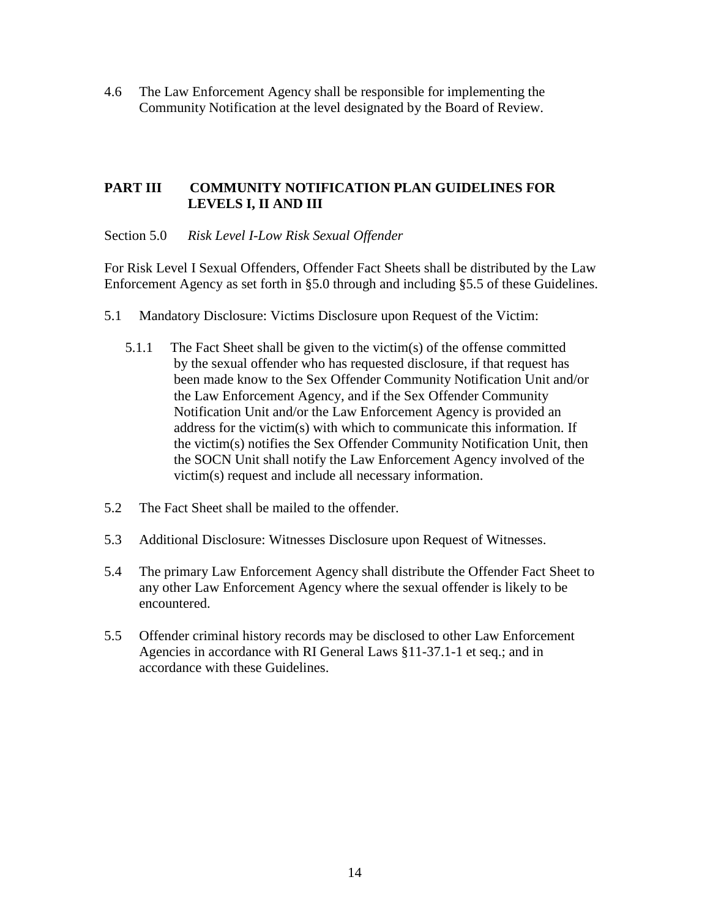4.6 The Law Enforcement Agency shall be responsible for implementing the Community Notification at the level designated by the Board of Review.

## PART III COMMUNITY NOTIFICATION PLAN GUIDELINES FOR LEVELS I, II AND III

Section 5.0 *Risk Level I-Low Risk Sexual Offender*

For Risk Level I Sexual Offenders, Offender Fact Sheets shall be distributed by the Law Enforcement Agency as set forth in §5.0 through and including §5.5 of these Guidelines.

5.1 Mandatory Disclosure: Victims Disclosure upon Request of the Victim:

5.1.1 The Fact Sheet shall be given to the victim(s) of the offense committed by the sexual offender who has requested disclosure, if that request has been made know to the Sex Offender Community Notification Unit and/or the Law Enforcement Agency, and if the Sex Offender Community Notification Unit and/or the Law Enforcement Agency is provided an address for the victim(s) with which to communicate this information. If the victim(s) notifies the Sex Offender Community Notification Unit, then the SOCN Unit shall notify the Law Enforcement Agency involved of the victim(s) request and include all necessary information.

5.2 The Fact Sheet shall be mailed to the offender.

5.3 Additional Disclosure: Witnesses Disclosure upon Request of Witnesses.

5.4 The primary Law Enforcement Agency shall distribute the Offender Fact Sheet to any other Law Enforcement Agency where the sexual offender is likely to be encountered.

5.5 Offender criminal history records may be disclosed to other Law Enforcement Agencies in accordance with RI General Laws §11-37.1-1 et seq.; and in accordance with these Guidelines.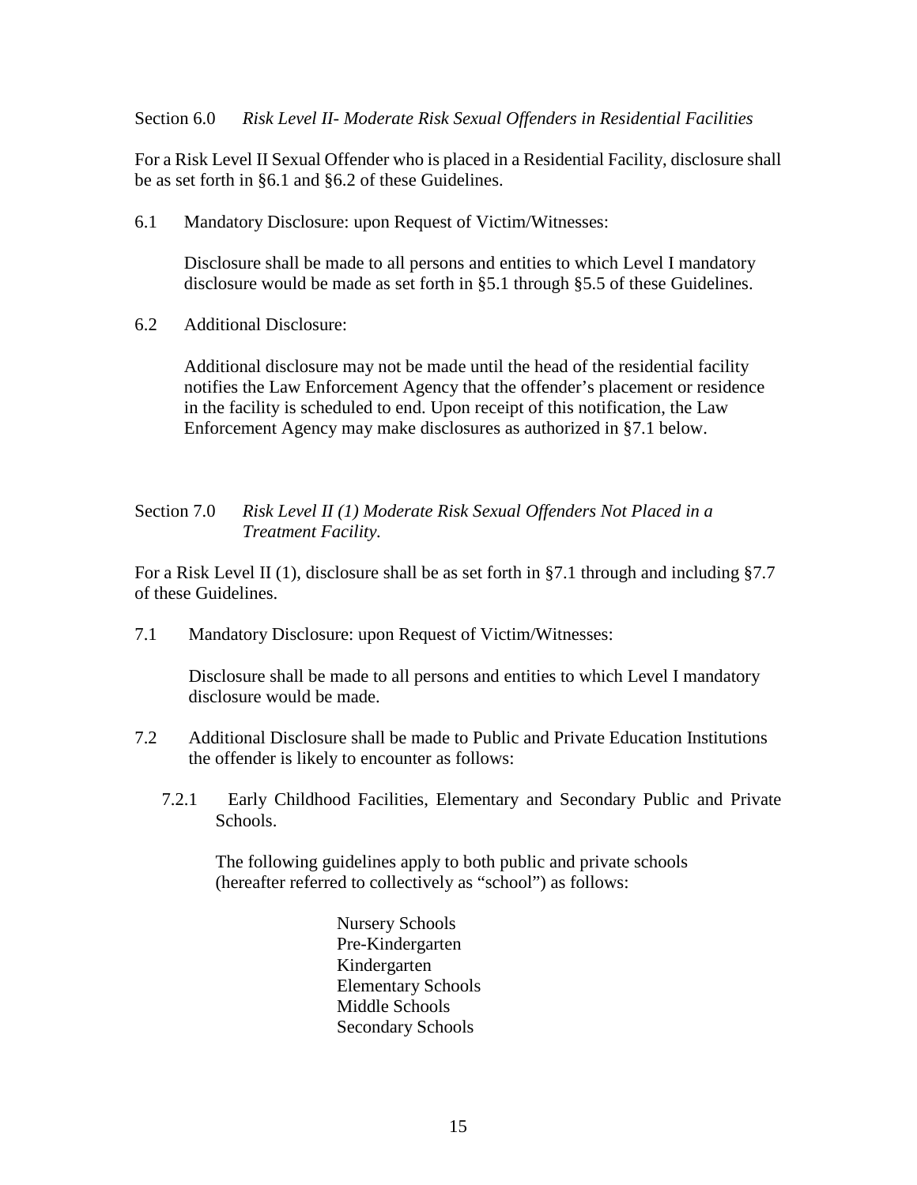Section 6.0 *Risk Level II- Moderate Risk Sexual Offenders in Residential Facilities*

For a Risk Level II Sexual Offender who is placed in a Residential Facility, disclosure shall be as set forth in §6.1 and §6.2 of these Guidelines.

6.1 Mandatory Disclosure: upon Request of Victim/Witnesses:

Disclosure shall be made to all persons and entities to which Level I mandatory disclosure would be made as set forth in §5.1 through §5.5 of these Guidelines.

6.2 Additional Disclosure:

Additional disclosure may not be made until the head of the residential facility notifies the Law Enforcement Agency that the offender's placement or residence in the facility is scheduled to end. Upon receipt of this notification, the Law Enforcement Agency may make disclosures as authorized in §7.1 below.

Section 7.0 *Risk Level II (1) Moderate Risk Sexual Offenders Not Placed in a Treatment Facility.*

For a Risk Level II (1), disclosure shall be as set forth in §7.1 through and including §7.7 of these Guidelines.

7.1 Mandatory Disclosure: upon Request of Victim/Witnesses:

Disclosure shall be made to all persons and entities to which Level I mandatory disclosure would be made.

7.2 Additional Disclosure shall be made to Public and Private Education Institutions the offender is likely to encounter as follows:

7.2.1 Early Childhood Facilities, Elementary and Secondary Public and Private Schools.

The following guidelines apply to both public and private schools (hereafter referred to collectively as "school") as follows:

Nursery Schools
Pre-Kindergarten
Kindergarten
Elementary Schools
Middle Schools
Secondary Schools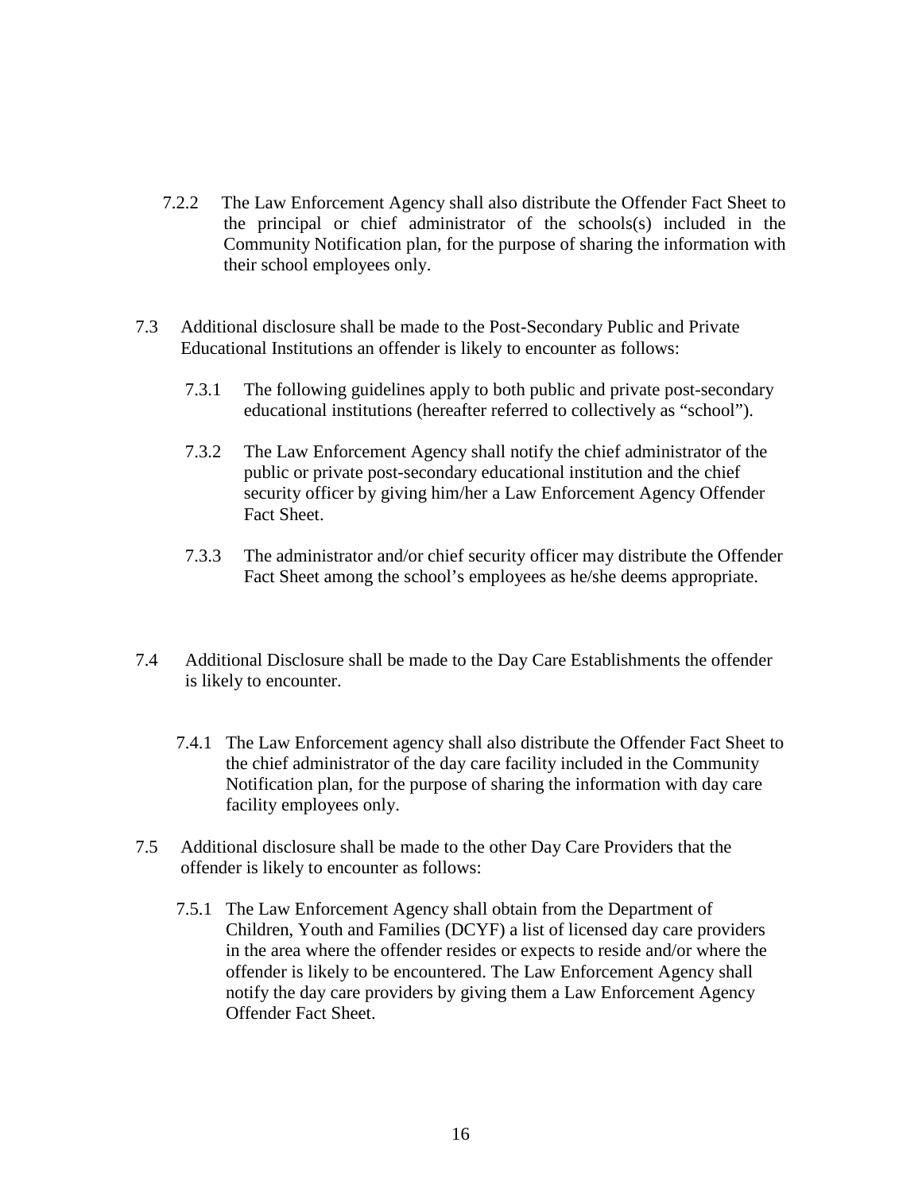7.2.2 The Law Enforcement Agency shall also distribute the Offender Fact Sheet to the principal or chief administrator of the schools(s) included in the Community Notification plan, for the purpose of sharing the information with their school employees only.

7.3 Additional disclosure shall be made to the Post-Secondary Public and Private Educational Institutions an offender is likely to encounter as follows:

7.3.1 The following guidelines apply to both public and private post-secondary educational institutions (hereafter referred to collectively as "school").

7.3.2 The Law Enforcement Agency shall notify the chief administrator of the public or private post-secondary educational institution and the chief security officer by giving him/her a Law Enforcement Agency Offender Fact Sheet.

7.3.3 The administrator and/or chief security officer may distribute the Offender Fact Sheet among the school's employees as he/she deems appropriate.

7.4 Additional Disclosure shall be made to the Day Care Establishments the offender is likely to encounter.

7.4.1 The Law Enforcement agency shall also distribute the Offender Fact Sheet to the chief administrator of the day care facility included in the Community Notification plan, for the purpose of sharing the information with day care facility employees only.

7.5 Additional disclosure shall be made to the other Day Care Providers that the offender is likely to encounter as follows:

7.5.1 The Law Enforcement Agency shall obtain from the Department of Children, Youth and Families (DCYF) a list of licensed day care providers in the area where the offender resides or expects to reside and/or where the offender is likely to be encountered. The Law Enforcement Agency shall notify the day care providers by giving them a Law Enforcement Agency Offender Fact Sheet.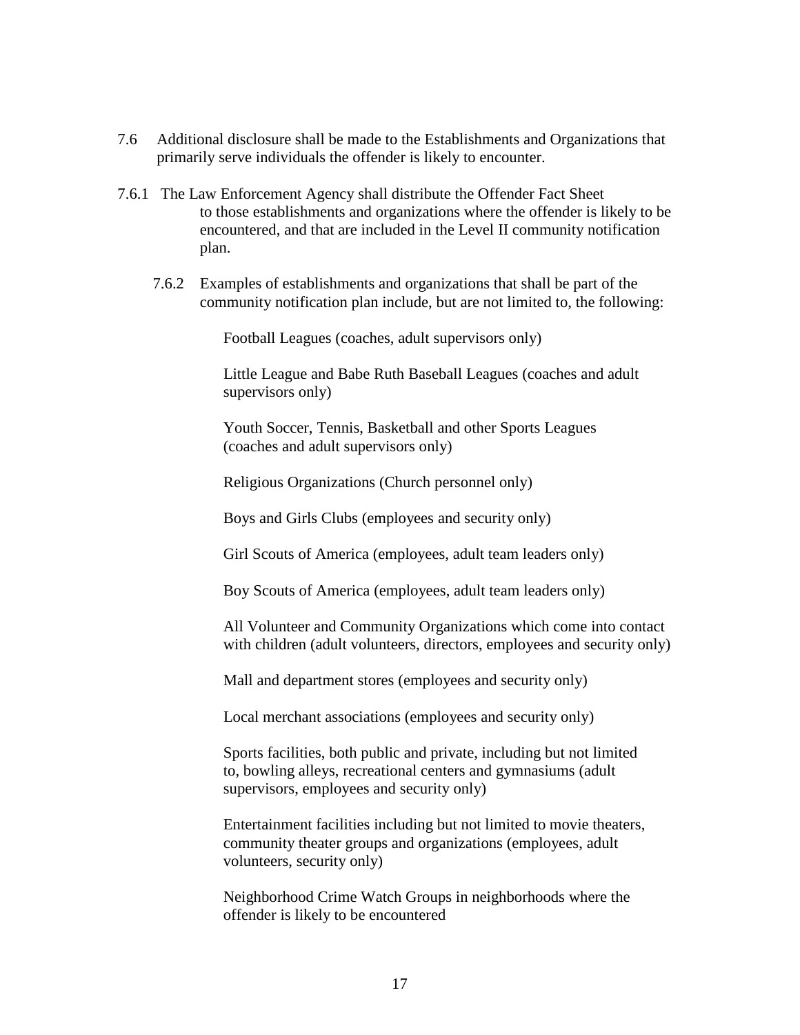7.6 Additional disclosure shall be made to the Establishments and Organizations that primarily serve individuals the offender is likely to encounter.

7.6.1 The Law Enforcement Agency shall distribute the Offender Fact Sheet to those establishments and organizations where the offender is likely to be encountered, and that are included in the Level II community notification plan.

7.6.2 Examples of establishments and organizations that shall be part of the community notification plan include, but are not limited to, the following:

Football Leagues (coaches, adult supervisors only)

Little League and Babe Ruth Baseball Leagues (coaches and adult supervisors only)

Youth Soccer, Tennis, Basketball and other Sports Leagues (coaches and adult supervisors only)

Religious Organizations (Church personnel only)

Boys and Girls Clubs (employees and security only)

Girl Scouts of America (employees, adult team leaders only)

Boy Scouts of America (employees, adult team leaders only)

All Volunteer and Community Organizations which come into contact with children (adult volunteers, directors, employees and security only)

Mall and department stores (employees and security only)

Local merchant associations (employees and security only)

Sports facilities, both public and private, including but not limited to, bowling alleys, recreational centers and gymnasiums (adult supervisors, employees and security only)

Entertainment facilities including but not limited to movie theaters, community theater groups and organizations (employees, adult volunteers, security only)

Neighborhood Crime Watch Groups in neighborhoods where the offender is likely to be encountered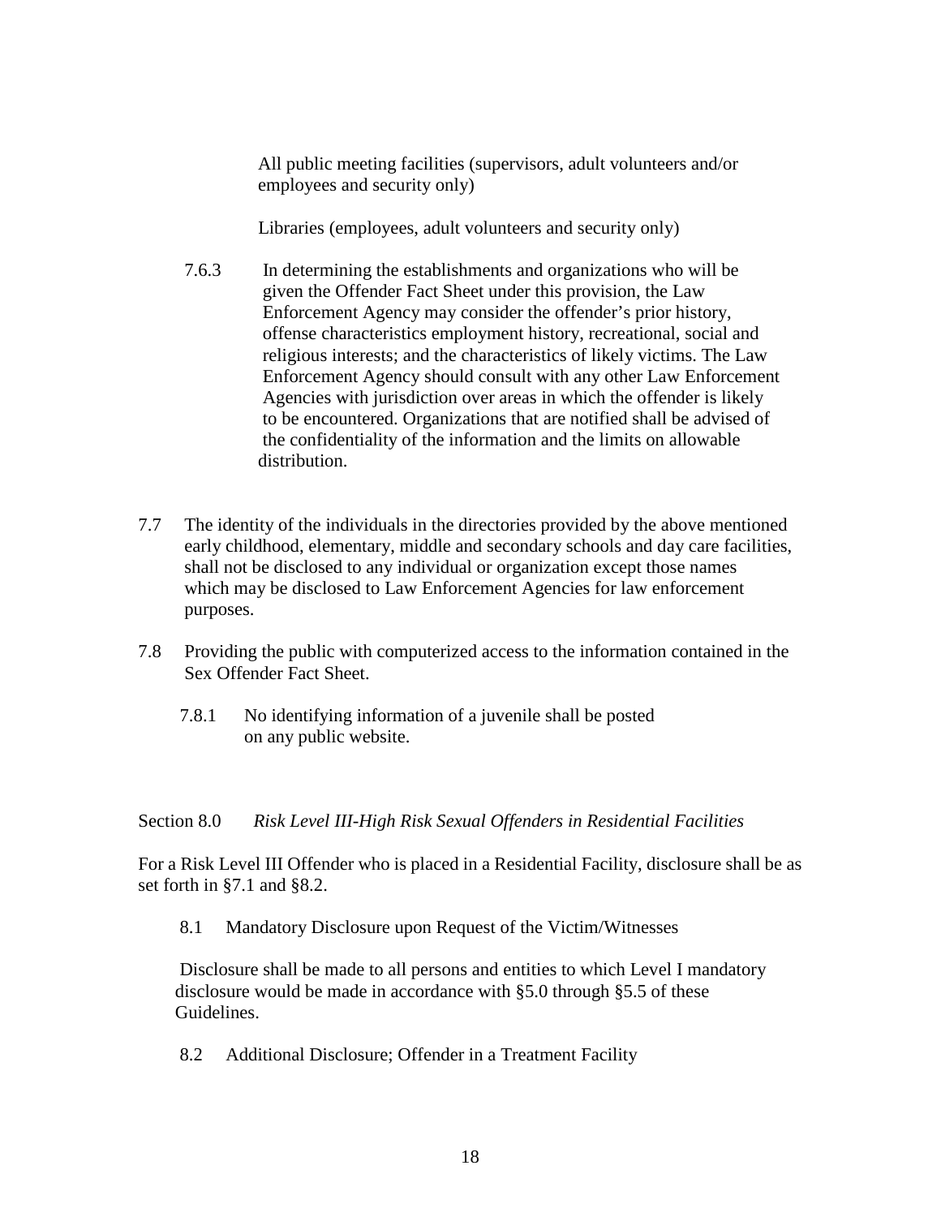All public meeting facilities (supervisors, adult volunteers and/or employees and security only)

Libraries (employees, adult volunteers and security only)

7.6.3 In determining the establishments and organizations who will be given the Offender Fact Sheet under this provision, the Law Enforcement Agency may consider the offender's prior history, offense characteristics employment history, recreational, social and religious interests; and the characteristics of likely victims. The Law Enforcement Agency should consult with any other Law Enforcement Agencies with jurisdiction over areas in which the offender is likely to be encountered. Organizations that are notified shall be advised of the confidentiality of the information and the limits on allowable distribution.

7.7 The identity of the individuals in the directories provided by the above mentioned early childhood, elementary, middle and secondary schools and day care facilities, shall not be disclosed to any individual or organization except those names which may be disclosed to Law Enforcement Agencies for law enforcement purposes.

7.8 Providing the public with computerized access to the information contained in the Sex Offender Fact Sheet.

7.8.1 No identifying information of a juvenile shall be posted on any public website.

## Section 8.0 *Risk Level III-High Risk Sexual Offenders in Residential Facilities*

For a Risk Level III Offender who is placed in a Residential Facility, disclosure shall be as set forth in §7.1 and §8.2.

8.1 Mandatory Disclosure upon Request of the Victim/Witnesses

Disclosure shall be made to all persons and entities to which Level I mandatory disclosure would be made in accordance with §5.0 through §5.5 of these Guidelines.

8.2 Additional Disclosure; Offender in a Treatment Facility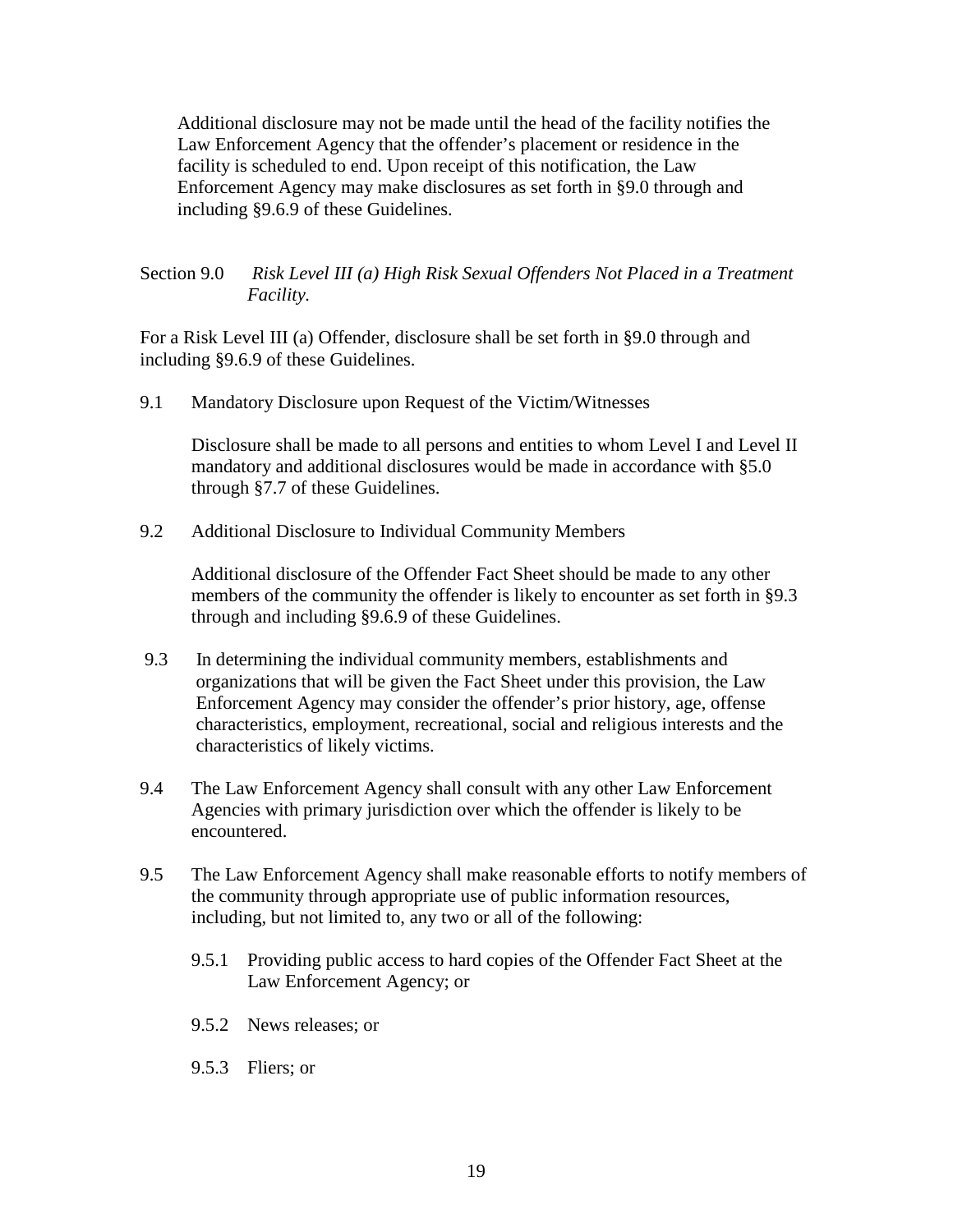Additional disclosure may not be made until the head of the facility notifies the Law Enforcement Agency that the offender's placement or residence in the facility is scheduled to end. Upon receipt of this notification, the Law Enforcement Agency may make disclosures as set forth in §9.0 through and including §9.6.9 of these Guidelines.

## Section 9.0 *Risk Level III (a) High Risk Sexual Offenders Not Placed in a Treatment Facility.*

For a Risk Level III (a) Offender, disclosure shall be set forth in §9.0 through and including §9.6.9 of these Guidelines.

9.1 Mandatory Disclosure upon Request of the Victim/Witnesses

Disclosure shall be made to all persons and entities to whom Level I and Level II mandatory and additional disclosures would be made in accordance with §5.0 through §7.7 of these Guidelines.

9.2 Additional Disclosure to Individual Community Members

Additional disclosure of the Offender Fact Sheet should be made to any other members of the community the offender is likely to encounter as set forth in §9.3 through and including §9.6.9 of these Guidelines.

9.3 In determining the individual community members, establishments and organizations that will be given the Fact Sheet under this provision, the Law Enforcement Agency may consider the offender's prior history, age, offense characteristics, employment, recreational, social and religious interests and the characteristics of likely victims.

9.4 The Law Enforcement Agency shall consult with any other Law Enforcement Agencies with primary jurisdiction over which the offender is likely to be encountered.

9.5 The Law Enforcement Agency shall make reasonable efforts to notify members of the community through appropriate use of public information resources, including, but not limited to, any two or all of the following:

- 9.5.1 Providing public access to hard copies of the Offender Fact Sheet at the Law Enforcement Agency; or
- 9.5.2 News releases; or
- 9.5.3 Fliers; or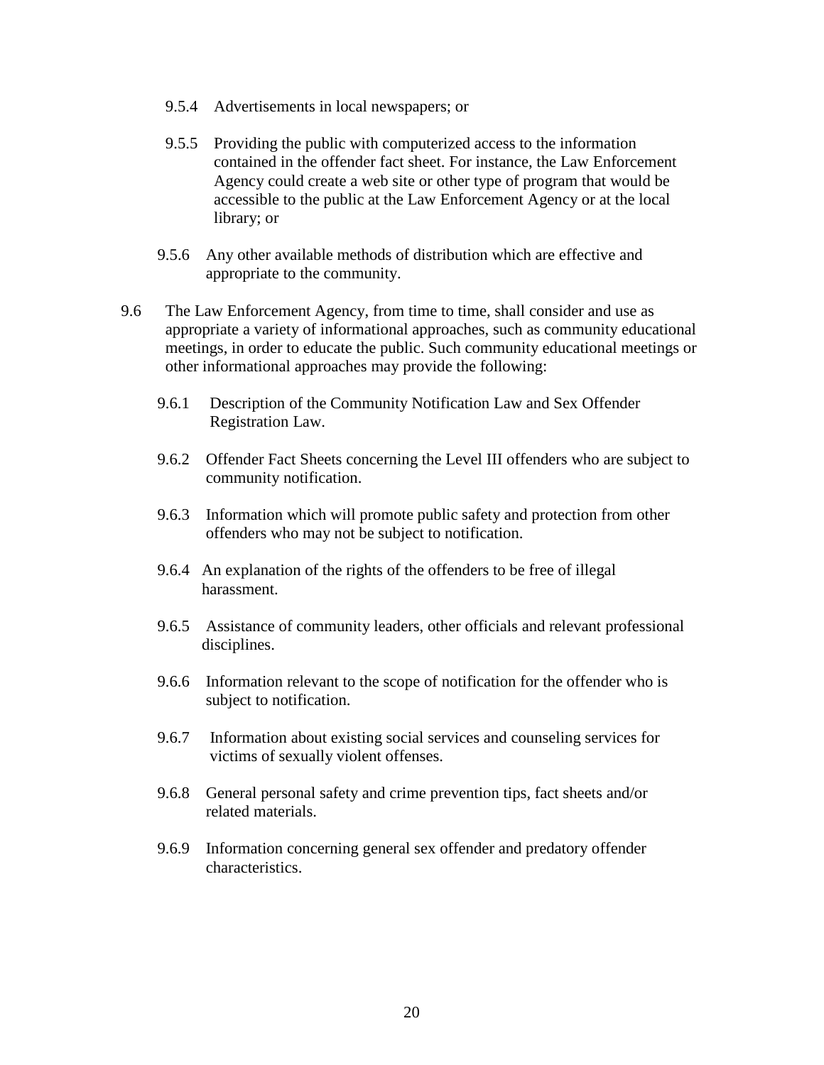9.5.4 Advertisements in local newspapers; or

9.5.5 Providing the public with computerized access to the information contained in the offender fact sheet. For instance, the Law Enforcement Agency could create a web site or other type of program that would be accessible to the public at the Law Enforcement Agency or at the local library; or

9.5.6 Any other available methods of distribution which are effective and appropriate to the community.

9.6 The Law Enforcement Agency, from time to time, shall consider and use as appropriate a variety of informational approaches, such as community educational meetings, in order to educate the public. Such community educational meetings or other informational approaches may provide the following:

9.6.1 Description of the Community Notification Law and Sex Offender Registration Law.

9.6.2 Offender Fact Sheets concerning the Level III offenders who are subject to community notification.

9.6.3 Information which will promote public safety and protection from other offenders who may not be subject to notification.

9.6.4 An explanation of the rights of the offenders to be free of illegal harassment.

9.6.5 Assistance of community leaders, other officials and relevant professional disciplines.

9.6.6 Information relevant to the scope of notification for the offender who is subject to notification.

9.6.7 Information about existing social services and counseling services for victims of sexually violent offenses.

9.6.8 General personal safety and crime prevention tips, fact sheets and/or related materials.

9.6.9 Information concerning general sex offender and predatory offender characteristics.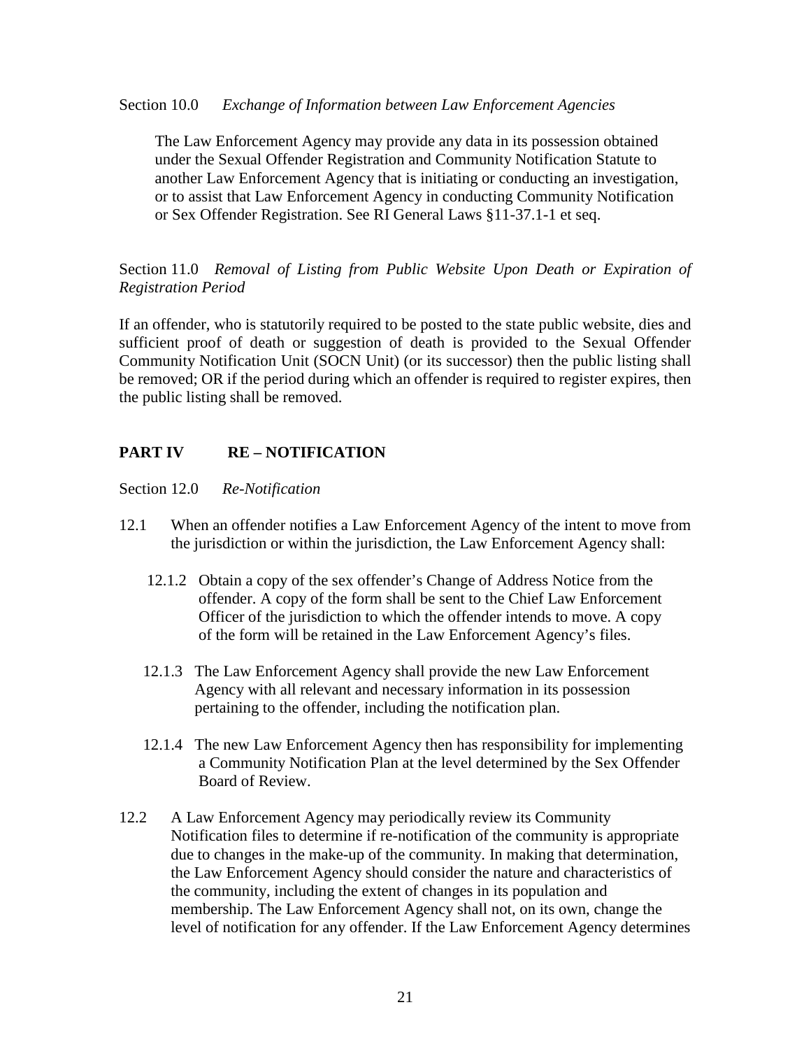Section 10.0 *Exchange of Information between Law Enforcement Agencies*

The Law Enforcement Agency may provide any data in its possession obtained under the Sexual Offender Registration and Community Notification Statute to another Law Enforcement Agency that is initiating or conducting an investigation, or to assist that Law Enforcement Agency in conducting Community Notification or Sex Offender Registration. See RI General Laws §11-37.1-1 et seq.

Section 11.0 *Removal of Listing from Public Website Upon Death or Expiration of Registration Period*

If an offender, who is statutorily required to be posted to the state public website, dies and sufficient proof of death or suggestion of death is provided to the Sexual Offender Community Notification Unit (SOCN Unit) (or its successor) then the public listing shall be removed; OR if the period during which an offender is required to register expires, then the public listing shall be removed.

## PART IV RE – NOTIFICATION

Section 12.0 *Re-Notification*

12.1 When an offender notifies a Law Enforcement Agency of the intent to move from the jurisdiction or within the jurisdiction, the Law Enforcement Agency shall:

12.1.2 Obtain a copy of the sex offender's Change of Address Notice from the offender. A copy of the form shall be sent to the Chief Law Enforcement Officer of the jurisdiction to which the offender intends to move. A copy of the form will be retained in the Law Enforcement Agency's files.

12.1.3 The Law Enforcement Agency shall provide the new Law Enforcement Agency with all relevant and necessary information in its possession pertaining to the offender, including the notification plan.

12.1.4 The new Law Enforcement Agency then has responsibility for implementing a Community Notification Plan at the level determined by the Sex Offender Board of Review.

12.2 A Law Enforcement Agency may periodically review its Community Notification files to determine if re-notification of the community is appropriate due to changes in the make-up of the community. In making that determination, the Law Enforcement Agency should consider the nature and characteristics of the community, including the extent of changes in its population and membership. The Law Enforcement Agency shall not, on its own, change the level of notification for any offender. If the Law Enforcement Agency determines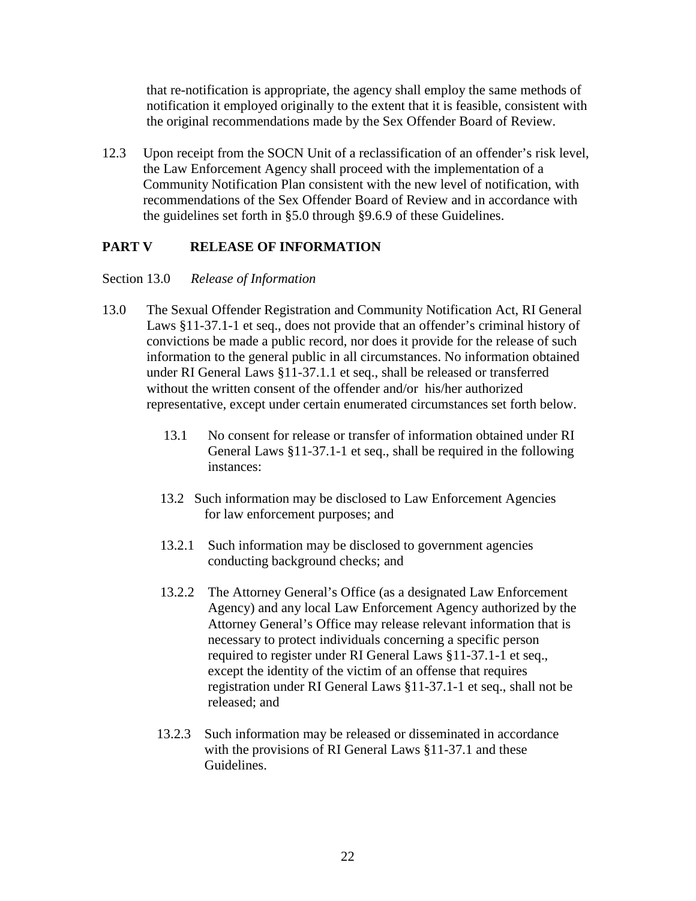that re-notification is appropriate, the agency shall employ the same methods of notification it employed originally to the extent that it is feasible, consistent with the original recommendations made by the Sex Offender Board of Review.

12.3 Upon receipt from the SOCN Unit of a reclassification of an offender's risk level, the Law Enforcement Agency shall proceed with the implementation of a Community Notification Plan consistent with the new level of notification, with recommendations of the Sex Offender Board of Review and in accordance with the guidelines set forth in §5.0 through §9.6.9 of these Guidelines.

## PART V RELEASE OF INFORMATION

Section 13.0 *Release of Information*

13.0 The Sexual Offender Registration and Community Notification Act, RI General Laws §11-37.1-1 et seq., does not provide that an offender's criminal history of convictions be made a public record, nor does it provide for the release of such information to the general public in all circumstances. No information obtained under RI General Laws §11-37.1.1 et seq., shall be released or transferred without the written consent of the offender and/or his/her authorized representative, except under certain enumerated circumstances set forth below.

13.1 No consent for release or transfer of information obtained under RI General Laws §11-37.1-1 et seq., shall be required in the following instances:

13.2 Such information may be disclosed to Law Enforcement Agencies for law enforcement purposes; and

13.2.1 Such information may be disclosed to government agencies conducting background checks; and

13.2.2 The Attorney General's Office (as a designated Law Enforcement Agency) and any local Law Enforcement Agency authorized by the Attorney General's Office may release relevant information that is necessary to protect individuals concerning a specific person required to register under RI General Laws §11-37.1-1 et seq., except the identity of the victim of an offense that requires registration under RI General Laws §11-37.1-1 et seq., shall not be released; and

13.2.3 Such information may be released or disseminated in accordance with the provisions of RI General Laws §11-37.1 and these Guidelines.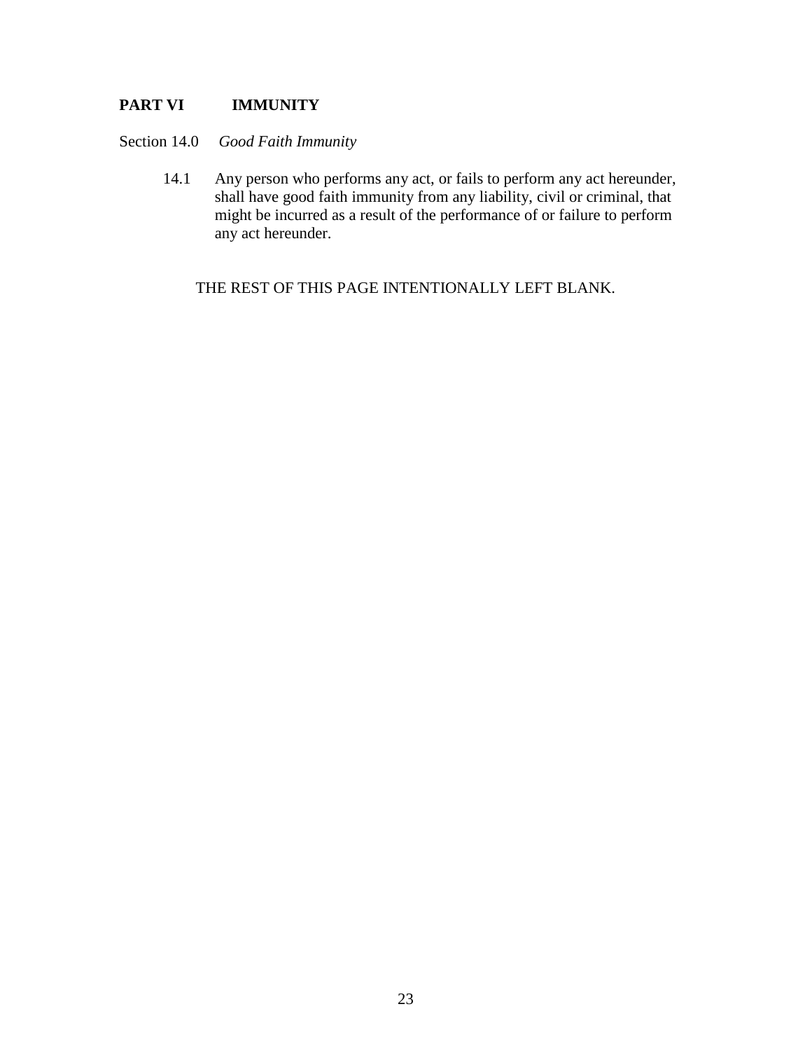## PART VI IMMUNITY

Section 14.0 *Good Faith Immunity*

14.1 Any person who performs any act, or fails to perform any act hereunder, shall have good faith immunity from any liability, civil or criminal, that might be incurred as a result of the performance of or failure to perform any act hereunder.

THE REST OF THIS PAGE INTENTIONALLY LEFT BLANK.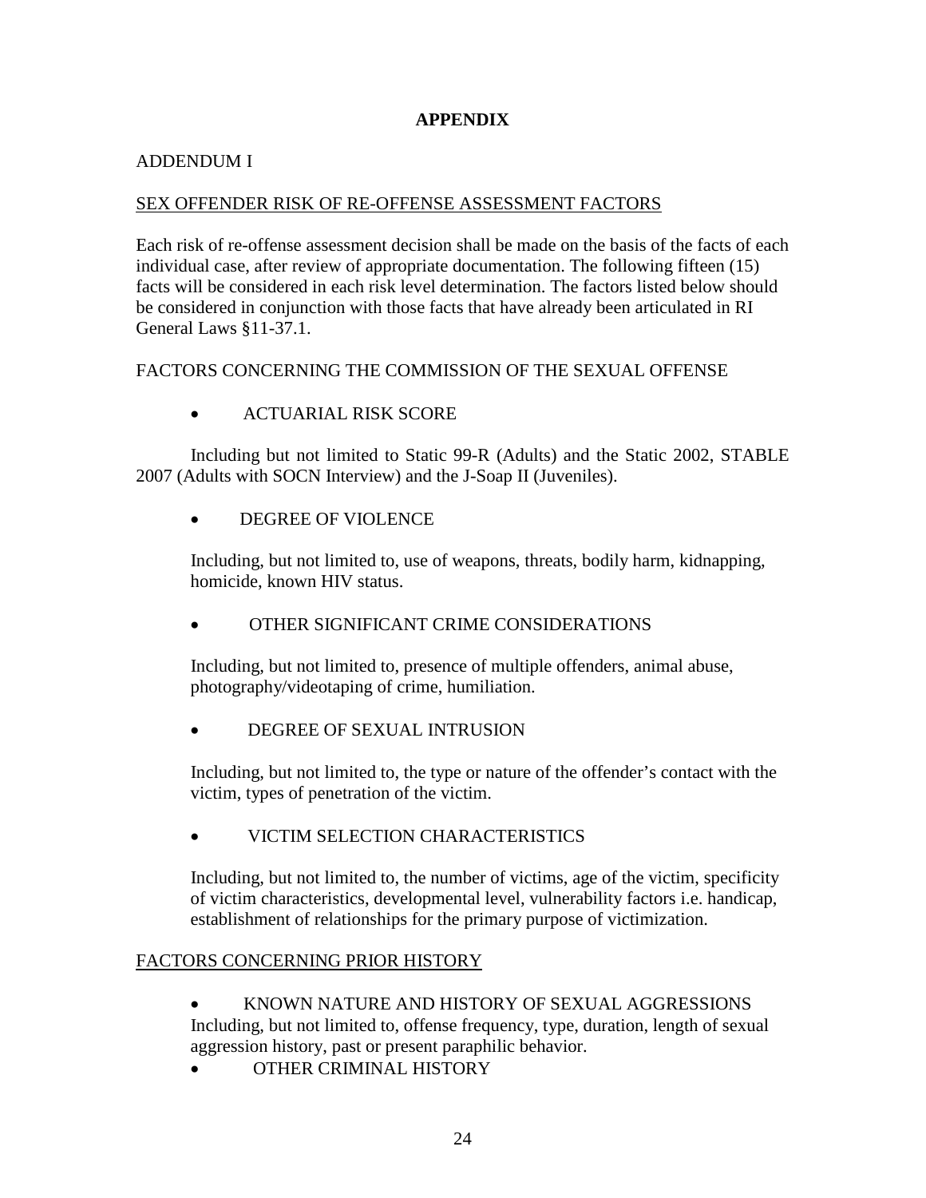## APPENDIX

ADDENDUM I

SEX OFFENDER RISK OF RE-OFFENSE ASSESSMENT FACTORS

Each risk of re-offense assessment decision shall be made on the basis of the facts of each individual case, after review of appropriate documentation. The following fifteen (15) facts will be considered in each risk level determination. The factors listed below should be considered in conjunction with those facts that have already been articulated in RI General Laws §11-37.1.

FACTORS CONCERNING THE COMMISSION OF THE SEXUAL OFFENSE

- ACTUARIAL RISK SCORE

Including but not limited to Static 99-R (Adults) and the Static 2002, STABLE 2007 (Adults with SOCN Interview) and the J-Soap II (Juveniles).

- DEGREE OF VIOLENCE

Including, but not limited to, use of weapons, threats, bodily harm, kidnapping, homicide, known HIV status.

- OTHER SIGNIFICANT CRIME CONSIDERATIONS

Including, but not limited to, presence of multiple offenders, animal abuse, photography/videotaping of crime, humiliation.

- DEGREE OF SEXUAL INTRUSION

Including, but not limited to, the type or nature of the offender's contact with the victim, types of penetration of the victim.

- VICTIM SELECTION CHARACTERISTICS

Including, but not limited to, the number of victims, age of the victim, specificity of victim characteristics, developmental level, vulnerability factors i.e. handicap, establishment of relationships for the primary purpose of victimization.

FACTORS CONCERNING PRIOR HISTORY

- KNOWN NATURE AND HISTORY OF SEXUAL AGGRESSIONS
Including, but not limited to, offense frequency, type, duration, length of sexual aggression history, past or present paraphilic behavior.
- OTHER CRIMINAL HISTORY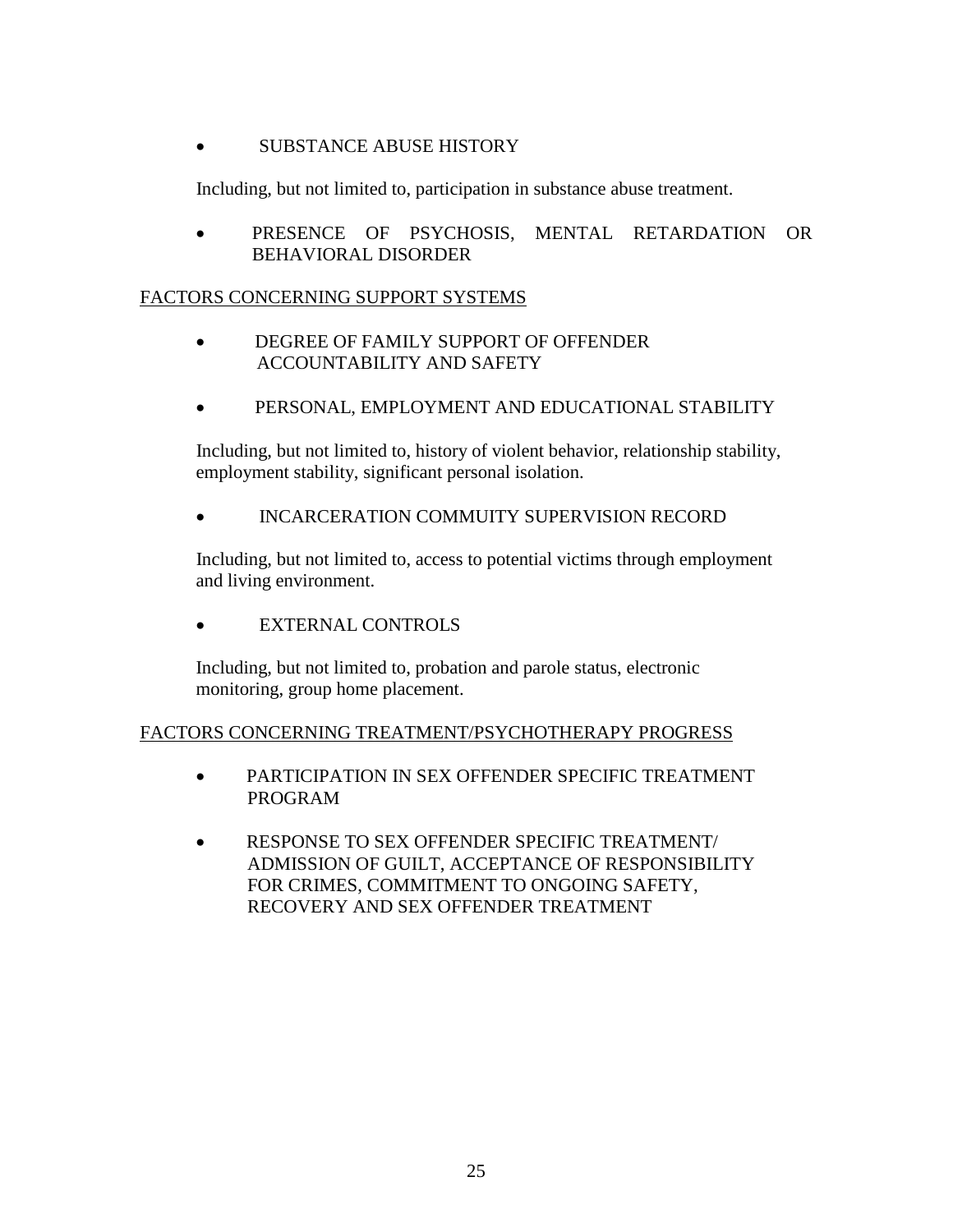- SUBSTANCE ABUSE HISTORY

  Including, but not limited to, participation in substance abuse treatment.

- PRESENCE OF PSYCHOSIS, MENTAL RETARDATION OR BEHAVIORAL DISORDER

<u>FACTORS CONCERNING SUPPORT SYSTEMS</u>

- DEGREE OF FAMILY SUPPORT OF OFFENDER ACCOUNTABILITY AND SAFETY

- PERSONAL, EMPLOYMENT AND EDUCATIONAL STABILITY

  Including, but not limited to, history of violent behavior, relationship stability, employment stability, significant personal isolation.

- INCARCERATION COMMUITY SUPERVISION RECORD

  Including, but not limited to, access to potential victims through employment and living environment.

- EXTERNAL CONTROLS

  Including, but not limited to, probation and parole status, electronic monitoring, group home placement.

<u>FACTORS CONCERNING TREATMENT/PSYCHOTHERAPY PROGRESS</u>

- PARTICIPATION IN SEX OFFENDER SPECIFIC TREATMENT PROGRAM

- RESPONSE TO SEX OFFENDER SPECIFIC TREATMENT/ ADMISSION OF GUILT, ACCEPTANCE OF RESPONSIBILITY FOR CRIMES, COMMITMENT TO ONGOING SAFETY, RECOVERY AND SEX OFFENDER TREATMENT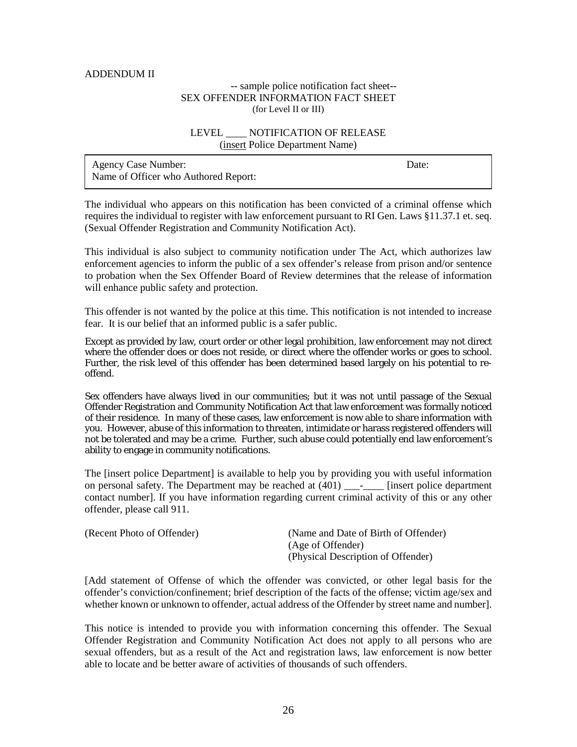ADDENDUM II

-- sample police notification fact sheet--

SEX OFFENDER INFORMATION FACT SHEET

(for Level II or III)

LEVEL ____ NOTIFICATION OF RELEASE

(insert Police Department Name)

| Agency Case Number: | Date: |
| --- | --- |
| Name of Officer who Authored Report: | |

The individual who appears on this notification has been convicted of a criminal offense which requires the individual to register with law enforcement pursuant to RI Gen. Laws §11.37.1 et. seq. (Sexual Offender Registration and Community Notification Act).

This individual is also subject to community notification under The Act, which authorizes law enforcement agencies to inform the public of a sex offender's release from prison and/or sentence to probation when the Sex Offender Board of Review determines that the release of information will enhance public safety and protection.

This offender is not wanted by the police at this time. This notification is not intended to increase fear. It is our belief that an informed public is a safer public.

Except as provided by law, court order or other legal prohibition, law enforcement may not direct where the offender does or does not reside, or direct where the offender works or goes to school. Further, the risk level of this offender has been determined based largely on his potential to re-offend.

Sex offenders have always lived in our communities; but it was not until passage of the Sexual Offender Registration and Community Notification Act that law enforcement was formally noticed of their residence. In many of these cases, law enforcement is now able to share information with you. However, abuse of this information to threaten, intimidate or harass registered offenders will not be tolerated and may be a crime. Further, such abuse could potentially end law enforcement's ability to engage in community notifications.

The [insert police Department] is available to help you by providing you with useful information on personal safety. The Department may be reached at (401) ___-____ [insert police department contact number]. If you have information regarding current criminal activity of this or any other offender, please call 911.

(Recent Photo of Offender)

(Name and Date of Birth of Offender)
(Age of Offender)
(Physical Description of Offender)

[Add statement of Offense of which the offender was convicted, or other legal basis for the offender's conviction/confinement; brief description of the facts of the offense; victim age/sex and whether known or unknown to offender, actual address of the Offender by street name and number].

This notice is intended to provide you with information concerning this offender. The Sexual Offender Registration and Community Notification Act does not apply to all persons who are sexual offenders, but as a result of the Act and registration laws, law enforcement is now better able to locate and be better aware of activities of thousands of such offenders.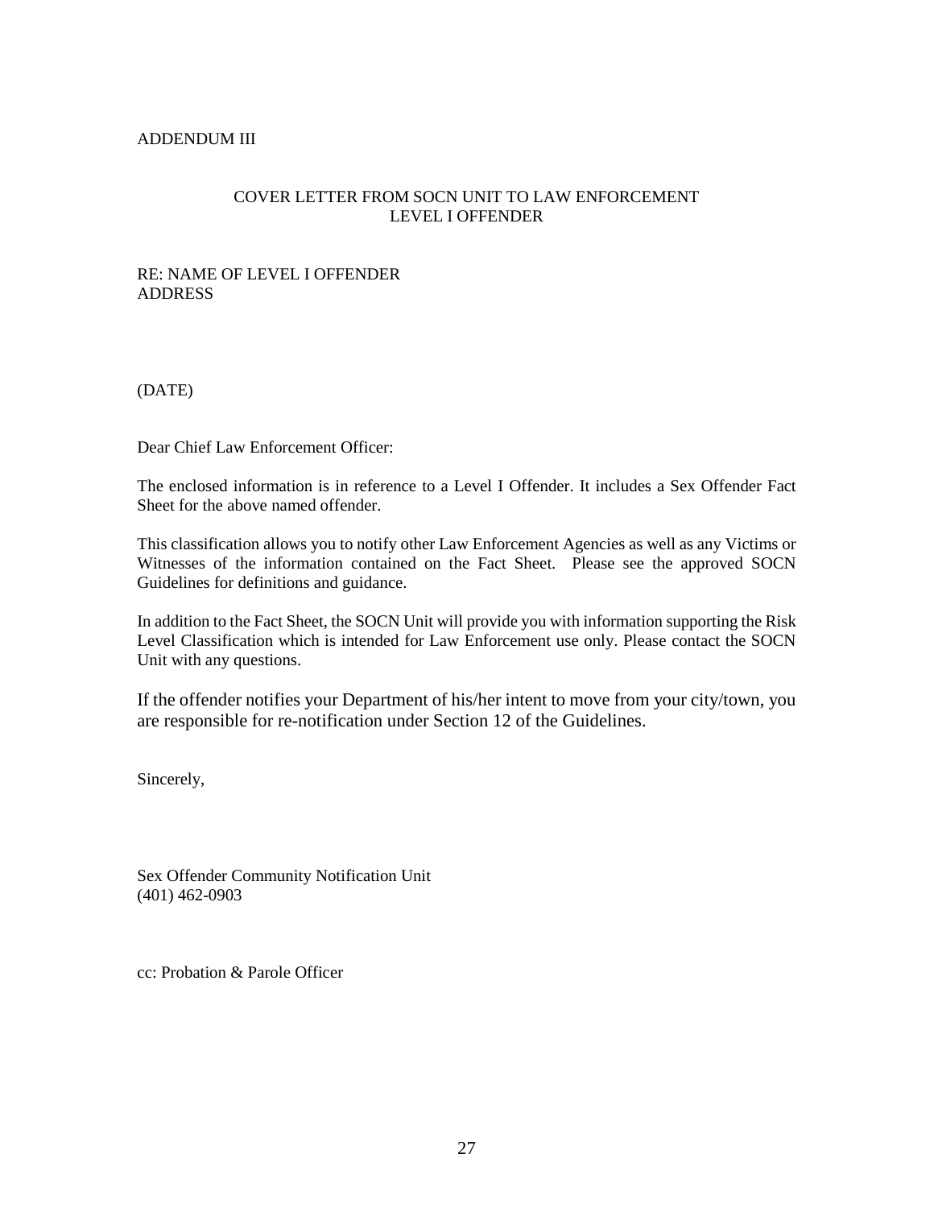ADDENDUM III

## COVER LETTER FROM SOCN UNIT TO LAW ENFORCEMENT LEVEL I OFFENDER

RE: NAME OF LEVEL I OFFENDER
ADDRESS

(DATE)

Dear Chief Law Enforcement Officer:

The enclosed information is in reference to a Level I Offender. It includes a Sex Offender Fact Sheet for the above named offender.

This classification allows you to notify other Law Enforcement Agencies as well as any Victims or Witnesses of the information contained on the Fact Sheet. Please see the approved SOCN Guidelines for definitions and guidance.

In addition to the Fact Sheet, the SOCN Unit will provide you with information supporting the Risk Level Classification which is intended for Law Enforcement use only. Please contact the SOCN Unit with any questions.

If the offender notifies your Department of his/her intent to move from your city/town, you are responsible for re-notification under Section 12 of the Guidelines.

Sincerely,

Sex Offender Community Notification Unit
(401) 462-0903

cc: Probation & Parole Officer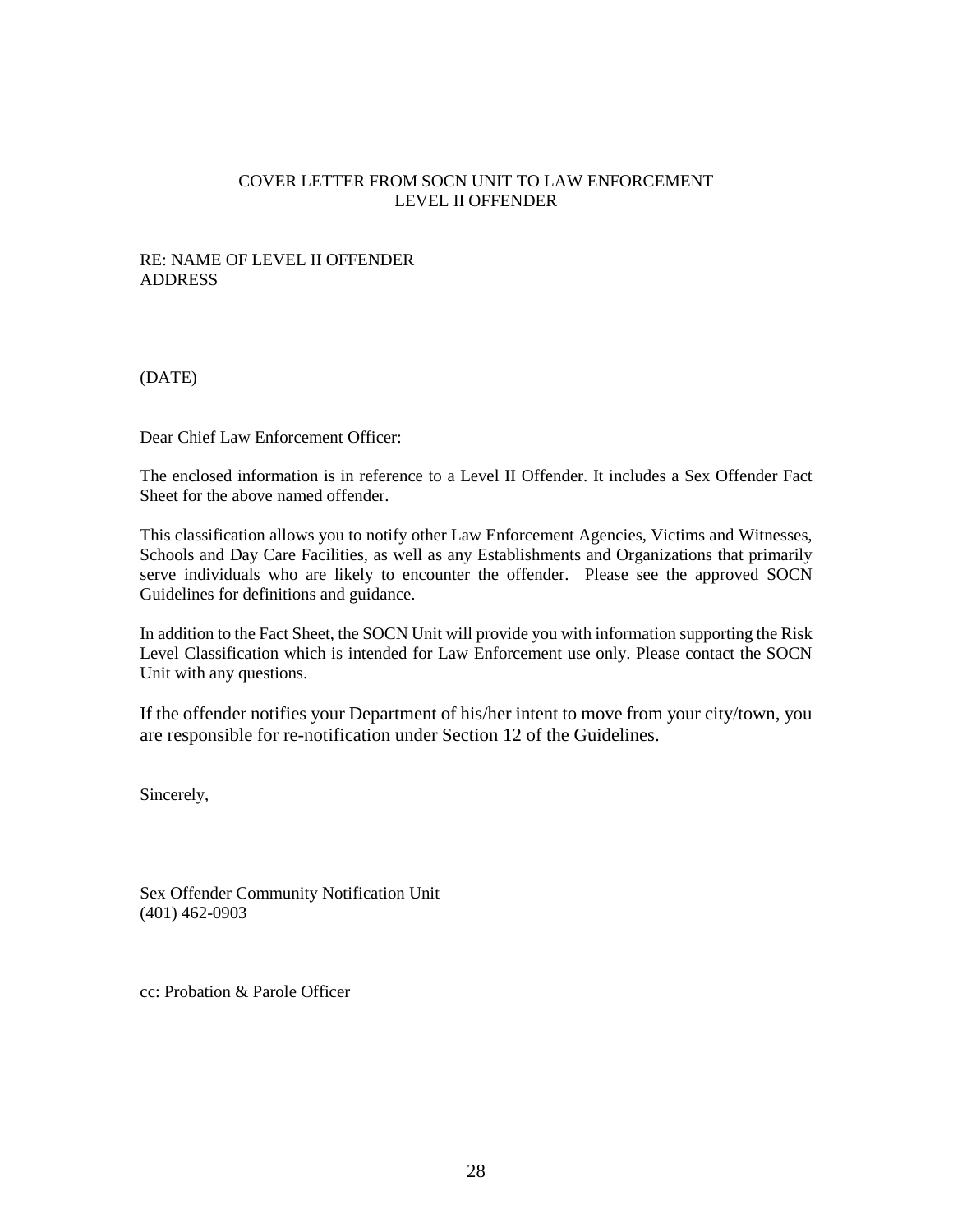## COVER LETTER FROM SOCN UNIT TO LAW ENFORCEMENT LEVEL II OFFENDER

RE: NAME OF LEVEL II OFFENDER
ADDRESS

(DATE)

Dear Chief Law Enforcement Officer:

The enclosed information is in reference to a Level II Offender. It includes a Sex Offender Fact Sheet for the above named offender.

This classification allows you to notify other Law Enforcement Agencies, Victims and Witnesses, Schools and Day Care Facilities, as well as any Establishments and Organizations that primarily serve individuals who are likely to encounter the offender. Please see the approved SOCN Guidelines for definitions and guidance.

In addition to the Fact Sheet, the SOCN Unit will provide you with information supporting the Risk Level Classification which is intended for Law Enforcement use only. Please contact the SOCN Unit with any questions.

If the offender notifies your Department of his/her intent to move from your city/town, you are responsible for re-notification under Section 12 of the Guidelines.

Sincerely,

Sex Offender Community Notification Unit
(401) 462-0903

cc: Probation & Parole Officer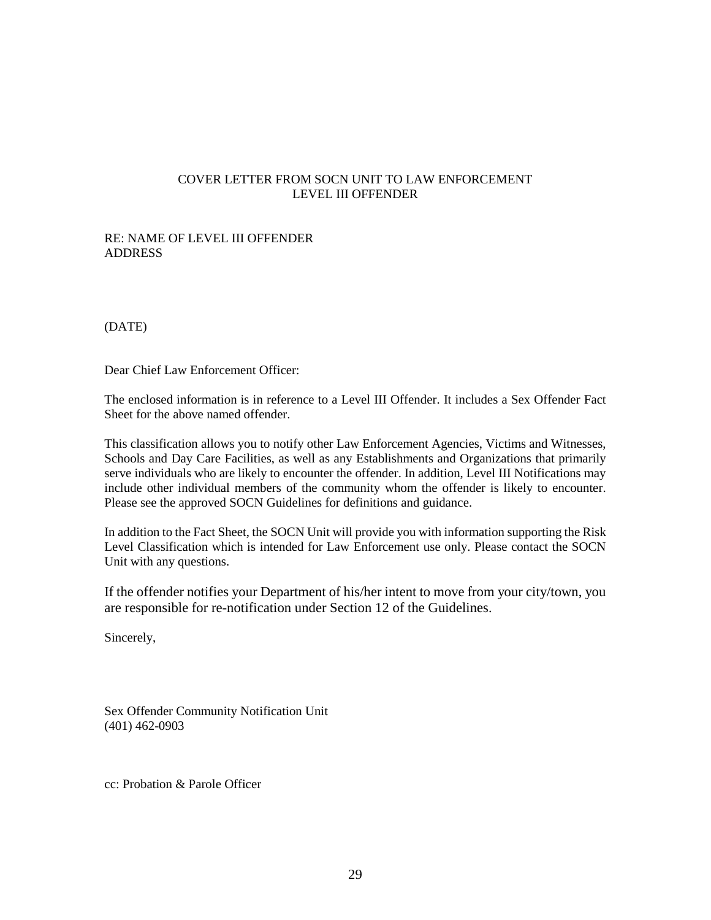COVER LETTER FROM SOCN UNIT TO LAW ENFORCEMENT
LEVEL III OFFENDER

RE: NAME OF LEVEL III OFFENDER
ADDRESS

(DATE)

Dear Chief Law Enforcement Officer:

The enclosed information is in reference to a Level III Offender. It includes a Sex Offender Fact Sheet for the above named offender.

This classification allows you to notify other Law Enforcement Agencies, Victims and Witnesses, Schools and Day Care Facilities, as well as any Establishments and Organizations that primarily serve individuals who are likely to encounter the offender. In addition, Level III Notifications may include other individual members of the community whom the offender is likely to encounter. Please see the approved SOCN Guidelines for definitions and guidance.

In addition to the Fact Sheet, the SOCN Unit will provide you with information supporting the Risk Level Classification which is intended for Law Enforcement use only. Please contact the SOCN Unit with any questions.

If the offender notifies your Department of his/her intent to move from your city/town, you are responsible for re-notification under Section 12 of the Guidelines.

Sincerely,

Sex Offender Community Notification Unit
(401) 462-0903

cc: Probation & Parole Officer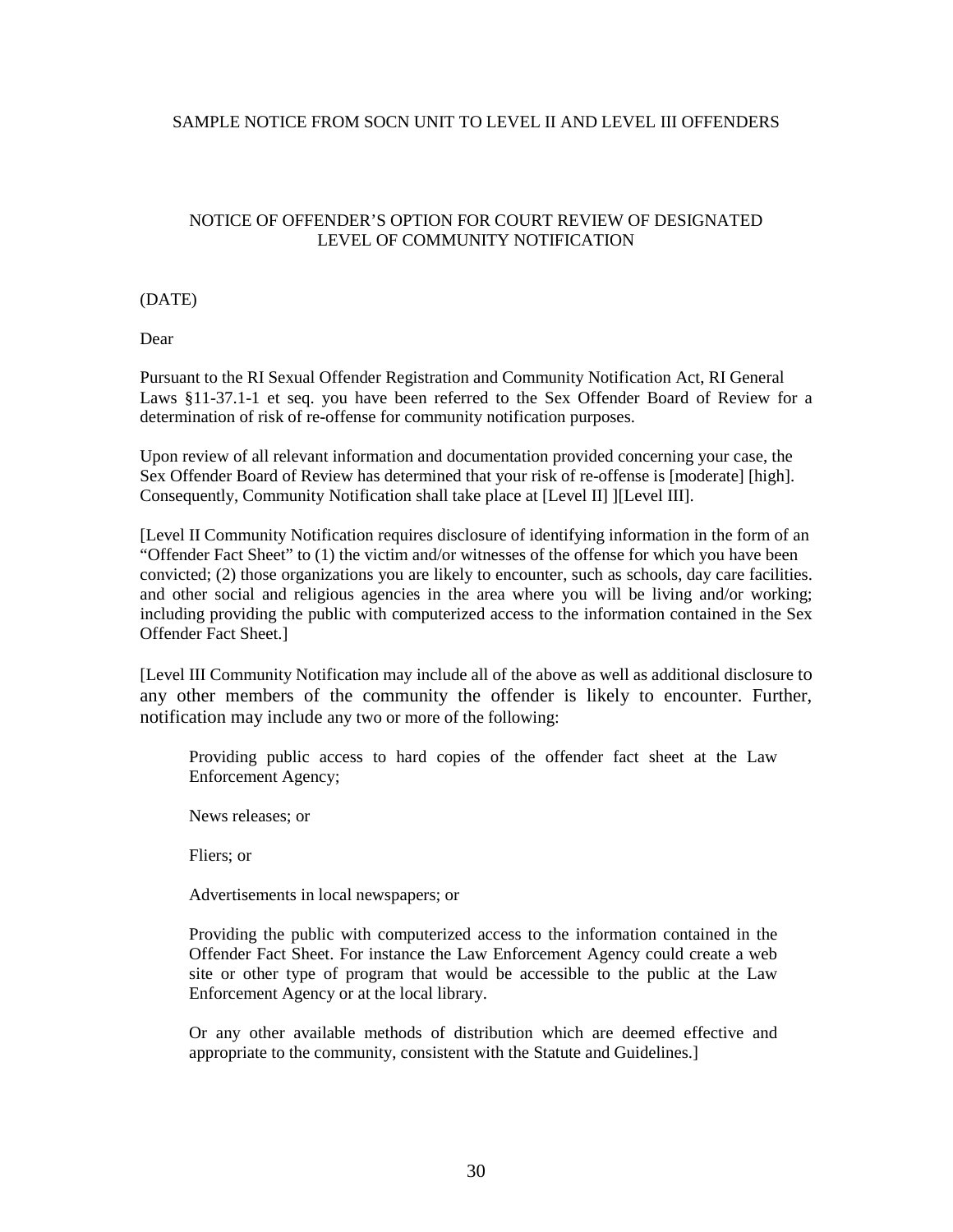SAMPLE NOTICE FROM SOCN UNIT TO LEVEL II AND LEVEL III OFFENDERS

## NOTICE OF OFFENDER'S OPTION FOR COURT REVIEW OF DESIGNATED LEVEL OF COMMUNITY NOTIFICATION

(DATE)

Dear

Pursuant to the RI Sexual Offender Registration and Community Notification Act, RI General Laws §11-37.1-1 et seq. you have been referred to the Sex Offender Board of Review for a determination of risk of re-offense for community notification purposes.

Upon review of all relevant information and documentation provided concerning your case, the Sex Offender Board of Review has determined that your risk of re-offense is [moderate] [high]. Consequently, Community Notification shall take place at [Level II] ][Level III].

[Level II Community Notification requires disclosure of identifying information in the form of an "Offender Fact Sheet" to (1) the victim and/or witnesses of the offense for which you have been convicted; (2) those organizations you are likely to encounter, such as schools, day care facilities. and other social and religious agencies in the area where you will be living and/or working; including providing the public with computerized access to the information contained in the Sex Offender Fact Sheet.]

[Level III Community Notification may include all of the above as well as additional disclosure to any other members of the community the offender is likely to encounter. Further, notification may include any two or more of the following:

> Providing public access to hard copies of the offender fact sheet at the Law Enforcement Agency;
>
> News releases; or
>
> Fliers; or
>
> Advertisements in local newspapers; or
>
> Providing the public with computerized access to the information contained in the Offender Fact Sheet. For instance the Law Enforcement Agency could create a web site or other type of program that would be accessible to the public at the Law Enforcement Agency or at the local library.
>
> Or any other available methods of distribution which are deemed effective and appropriate to the community, consistent with the Statute and Guidelines.]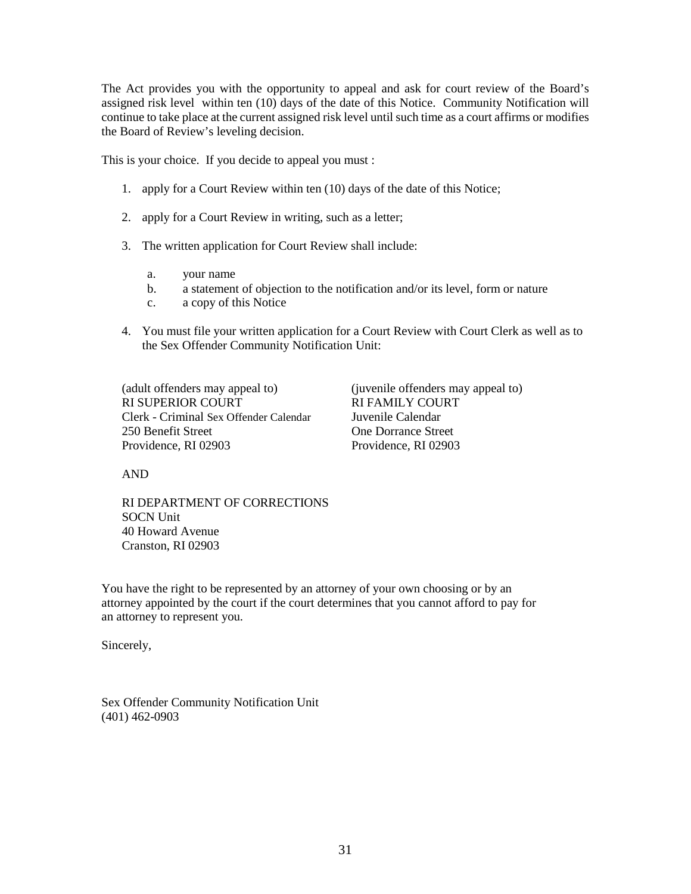The Act provides you with the opportunity to appeal and ask for court review of the Board's assigned risk level within ten (10) days of the date of this Notice. Community Notification will continue to take place at the current assigned risk level until such time as a court affirms or modifies the Board of Review's leveling decision.

This is your choice. If you decide to appeal you must :

1. apply for a Court Review within ten (10) days of the date of this Notice;

2. apply for a Court Review in writing, such as a letter;

3. The written application for Court Review shall include:

   a. your name
   b. a statement of objection to the notification and/or its level, form or nature
   c. a copy of this Notice

4. You must file your written application for a Court Review with Court Clerk as well as to the Sex Offender Community Notification Unit:

(adult offenders may appeal to)
RI SUPERIOR COURT
Clerk - Criminal Sex Offender Calendar
250 Benefit Street
Providence, RI 02903

(juvenile offenders may appeal to)
RI FAMILY COURT
Juvenile Calendar
One Dorrance Street
Providence, RI 02903

AND

RI DEPARTMENT OF CORRECTIONS
SOCN Unit
40 Howard Avenue
Cranston, RI 02903

You have the right to be represented by an attorney of your own choosing or by an attorney appointed by the court if the court determines that you cannot afford to pay for an attorney to represent you.

Sincerely,

Sex Offender Community Notification Unit
(401) 462-0903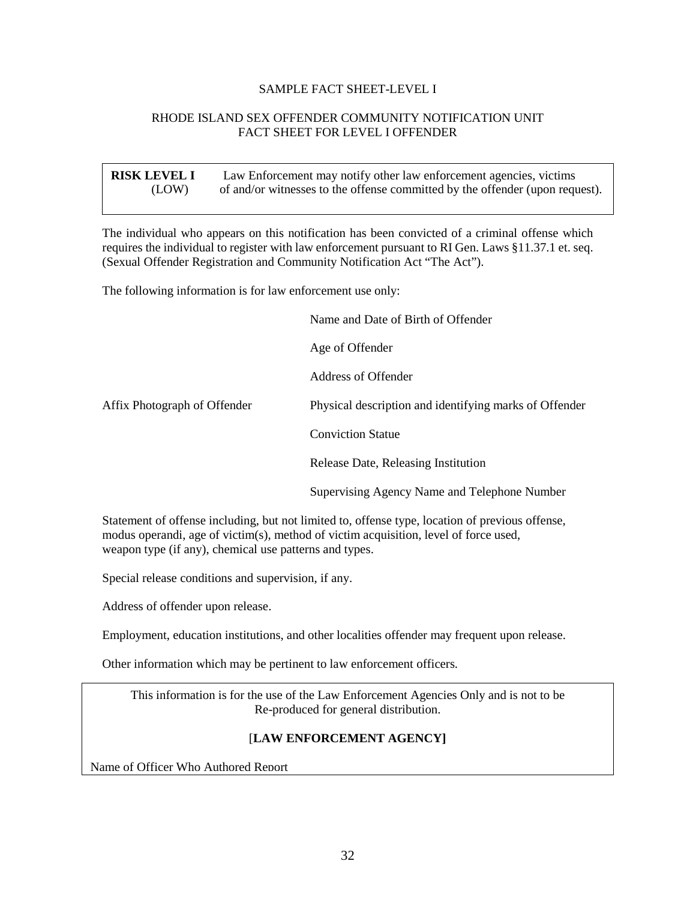SAMPLE FACT SHEET-LEVEL I

RHODE ISLAND SEX OFFENDER COMMUNITY NOTIFICATION UNIT
FACT SHEET FOR LEVEL I OFFENDER

| **RISK LEVEL I** (LOW) | Law Enforcement may notify other law enforcement agencies, victims of and/or witnesses to the offense committed by the offender (upon request). |
| --- | --- |

The individual who appears on this notification has been convicted of a criminal offense which requires the individual to register with law enforcement pursuant to RI Gen. Laws §11.37.1 et. seq. (Sexual Offender Registration and Community Notification Act "The Act").

The following information is for law enforcement use only:

| | |
| --- | --- |
| | Name and Date of Birth of Offender |
| | Age of Offender |
| | Address of Offender |
| Affix Photograph of Offender | Physical description and identifying marks of Offender |
| | Conviction Statue |
| | Release Date, Releasing Institution |
| | Supervising Agency Name and Telephone Number |

Statement of offense including, but not limited to, offense type, location of previous offense, modus operandi, age of victim(s), method of victim acquisition, level of force used, weapon type (if any), chemical use patterns and types.

Special release conditions and supervision, if any.

Address of offender upon release.

Employment, education institutions, and other localities offender may frequent upon release.

Other information which may be pertinent to law enforcement officers.

This information is for the use of the Law Enforcement Agencies Only and is not to be Re-produced for general distribution.

[**LAW ENFORCEMENT AGENCY]**

Name of Officer Who Authored Report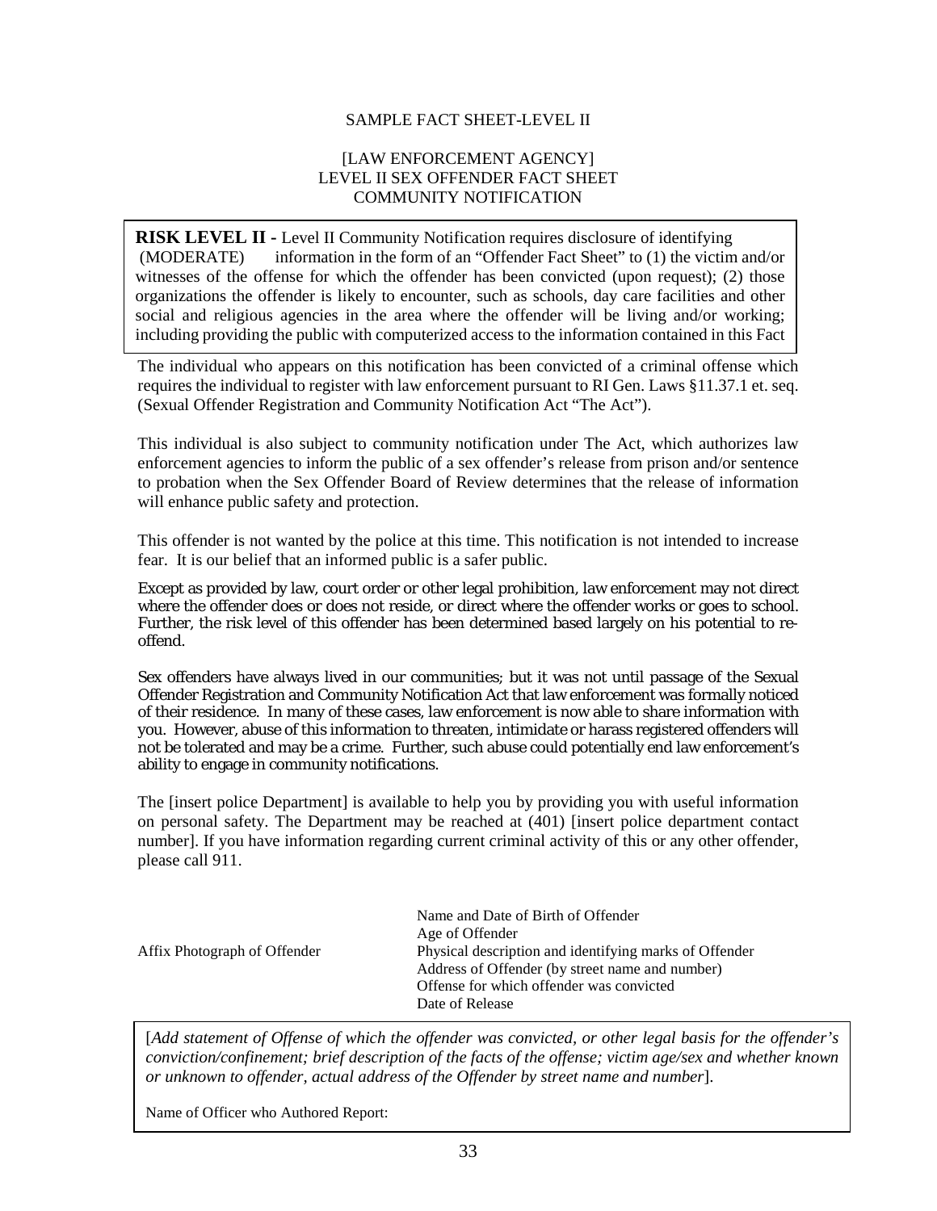SAMPLE FACT SHEET-LEVEL II

[LAW ENFORCEMENT AGENCY]
LEVEL II SEX OFFENDER FACT SHEET
COMMUNITY NOTIFICATION

**RISK LEVEL II** - Level II Community Notification requires disclosure of identifying (MODERATE) information in the form of an "Offender Fact Sheet" to (1) the victim and/or witnesses of the offense for which the offender has been convicted (upon request); (2) those organizations the offender is likely to encounter, such as schools, day care facilities and other social and religious agencies in the area where the offender will be living and/or working; including providing the public with computerized access to the information contained in this Fact

The individual who appears on this notification has been convicted of a criminal offense which requires the individual to register with law enforcement pursuant to RI Gen. Laws §11.37.1 et. seq. (Sexual Offender Registration and Community Notification Act "The Act").

This individual is also subject to community notification under The Act, which authorizes law enforcement agencies to inform the public of a sex offender's release from prison and/or sentence to probation when the Sex Offender Board of Review determines that the release of information will enhance public safety and protection.

This offender is not wanted by the police at this time. This notification is not intended to increase fear. It is our belief that an informed public is a safer public.

Except as provided by law, court order or other legal prohibition, law enforcement may not direct where the offender does or does not reside, or direct where the offender works or goes to school. Further, the risk level of this offender has been determined based largely on his potential to re-offend.

Sex offenders have always lived in our communities; but it was not until passage of the Sexual Offender Registration and Community Notification Act that law enforcement was formally noticed of their residence. In many of these cases, law enforcement is now able to share information with you. However, abuse of this information to threaten, intimidate or harass registered offenders will not be tolerated and may be a crime. Further, such abuse could potentially end law enforcement's ability to engage in community notifications.

The [insert police Department] is available to help you by providing you with useful information on personal safety. The Department may be reached at (401) [insert police department contact number]. If you have information regarding current criminal activity of this or any other offender, please call 911.

Affix Photograph of Offender

Name and Date of Birth of Offender
Age of Offender
Physical description and identifying marks of Offender
Address of Offender (by street name and number)
Offense for which offender was convicted
Date of Release

[*Add statement of Offense of which the offender was convicted, or other legal basis for the offender's conviction/confinement; brief description of the facts of the offense; victim age/sex and whether known or unknown to offender, actual address of the Offender by street name and number*].

Name of Officer who Authored Report: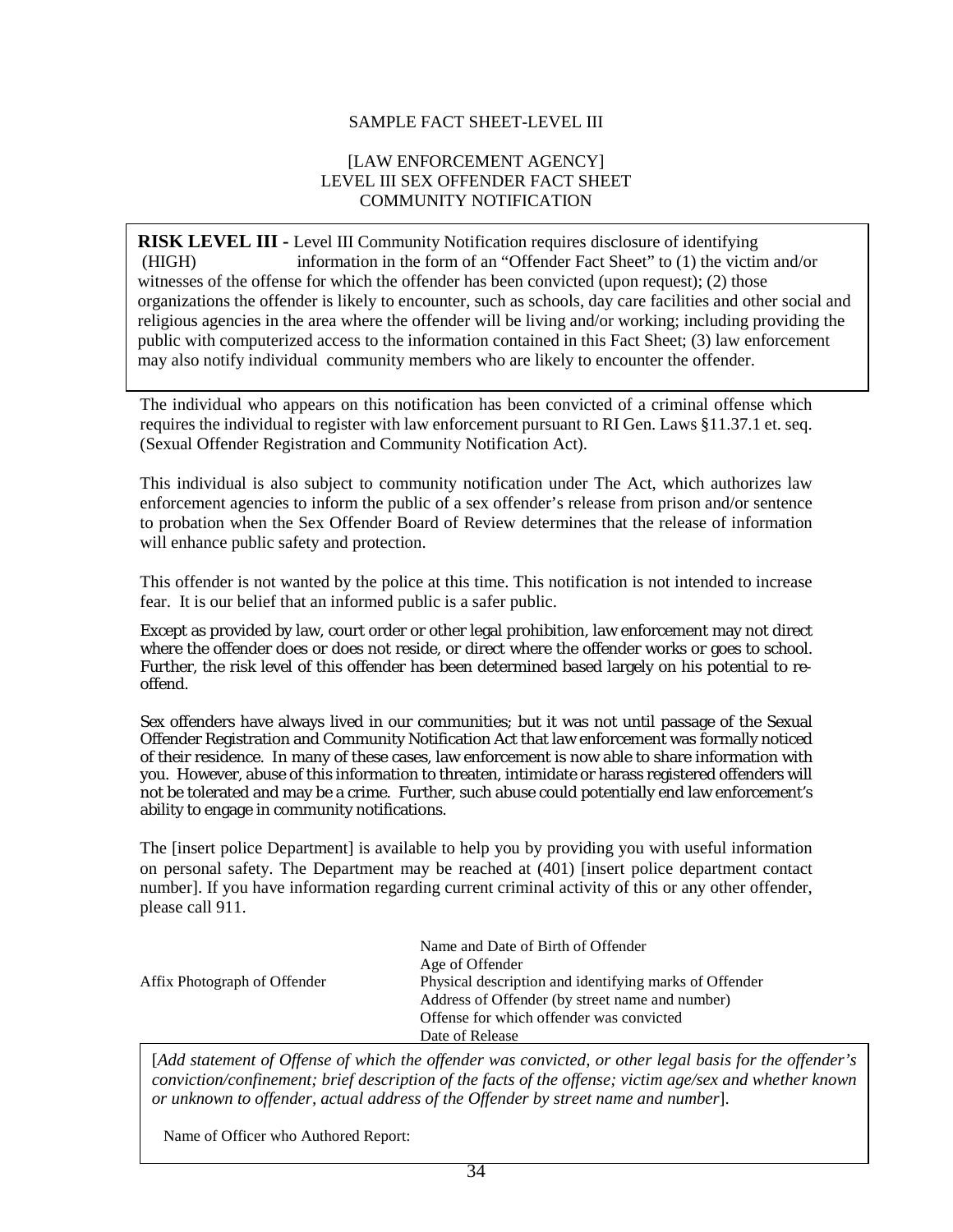SAMPLE FACT SHEET-LEVEL III

[LAW ENFORCEMENT AGENCY]
LEVEL III SEX OFFENDER FACT SHEET
COMMUNITY NOTIFICATION

**RISK LEVEL III** - Level III Community Notification requires disclosure of identifying
(HIGH) information in the form of an "Offender Fact Sheet" to (1) the victim and/or witnesses of the offense for which the offender has been convicted (upon request); (2) those organizations the offender is likely to encounter, such as schools, day care facilities and other social and religious agencies in the area where the offender will be living and/or working; including providing the public with computerized access to the information contained in this Fact Sheet; (3) law enforcement may also notify individual community members who are likely to encounter the offender.

The individual who appears on this notification has been convicted of a criminal offense which requires the individual to register with law enforcement pursuant to RI Gen. Laws §11.37.1 et. seq. (Sexual Offender Registration and Community Notification Act).

This individual is also subject to community notification under The Act, which authorizes law enforcement agencies to inform the public of a sex offender's release from prison and/or sentence to probation when the Sex Offender Board of Review determines that the release of information will enhance public safety and protection.

This offender is not wanted by the police at this time. This notification is not intended to increase fear. It is our belief that an informed public is a safer public.

Except as provided by law, court order or other legal prohibition, law enforcement may not direct where the offender does or does not reside, or direct where the offender works or goes to school. Further, the risk level of this offender has been determined based largely on his potential to re-offend.

Sex offenders have always lived in our communities; but it was not until passage of the Sexual Offender Registration and Community Notification Act that law enforcement was formally noticed of their residence. In many of these cases, law enforcement is now able to share information with you. However, abuse of this information to threaten, intimidate or harass registered offenders will not be tolerated and may be a crime. Further, such abuse could potentially end law enforcement's ability to engage in community notifications.

The [insert police Department] is available to help you by providing you with useful information on personal safety. The Department may be reached at (401) [insert police department contact number]. If you have information regarding current criminal activity of this or any other offender, please call 911.

Affix Photograph of Offender

Name and Date of Birth of Offender
Age of Offender
Physical description and identifying marks of Offender
Address of Offender (by street name and number)
Offense for which offender was convicted
Date of Release

[*Add statement of Offense of which the offender was convicted, or other legal basis for the offender's conviction/confinement; brief description of the facts of the offense; victim age/sex and whether known or unknown to offender, actual address of the Offender by street name and number*].

Name of Officer who Authored Report: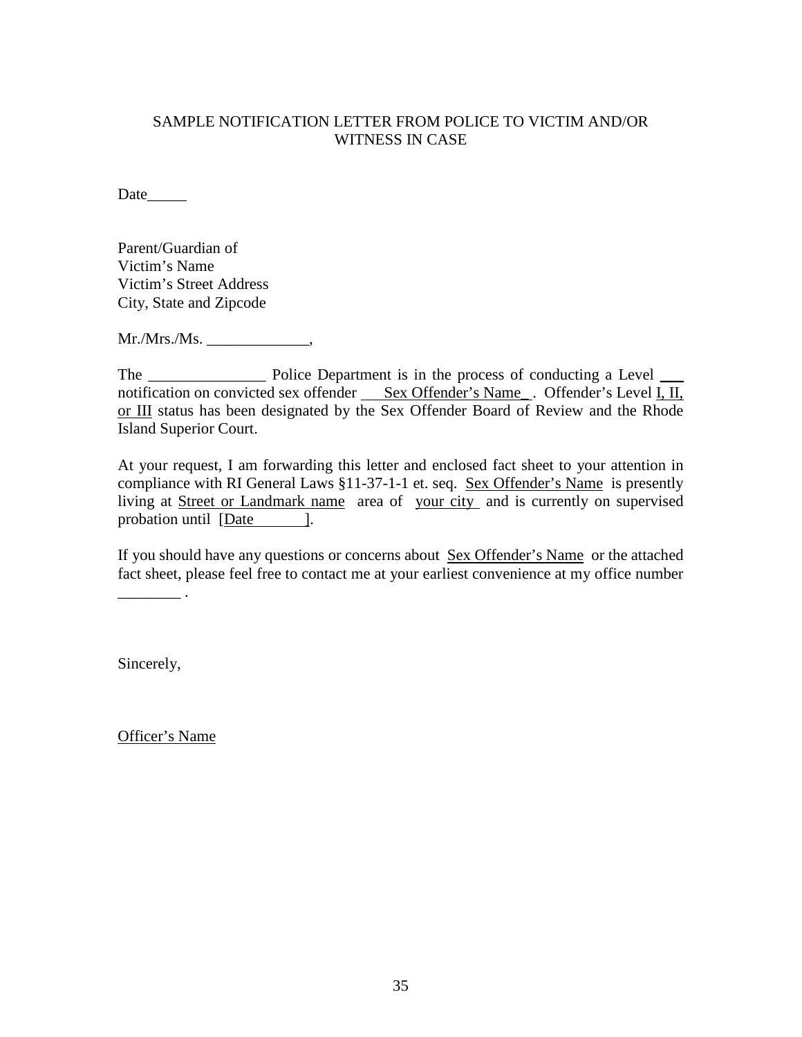SAMPLE NOTIFICATION LETTER FROM POLICE TO VICTIM AND/OR WITNESS IN CASE

Date_____

Parent/Guardian of
Victim's Name
Victim's Street Address
City, State and Zipcode

Mr./Mrs./Ms. _____________,

The _______________ Police Department is in the process of conducting a Level ___ notification on convicted sex offender Sex Offender's Name . Offender's Level I, II, or III status has been designated by the Sex Offender Board of Review and the Rhode Island Superior Court.

At your request, I am forwarding this letter and enclosed fact sheet to your attention in compliance with RI General Laws §11-37-1-1 et. seq. Sex Offender's Name is presently living at Street or Landmark name area of your city and is currently on supervised probation until [Date ].

If you should have any questions or concerns about Sex Offender's Name or the attached fact sheet, please feel free to contact me at your earliest convenience at my office number ________ .

Sincerely,

Officer's Name